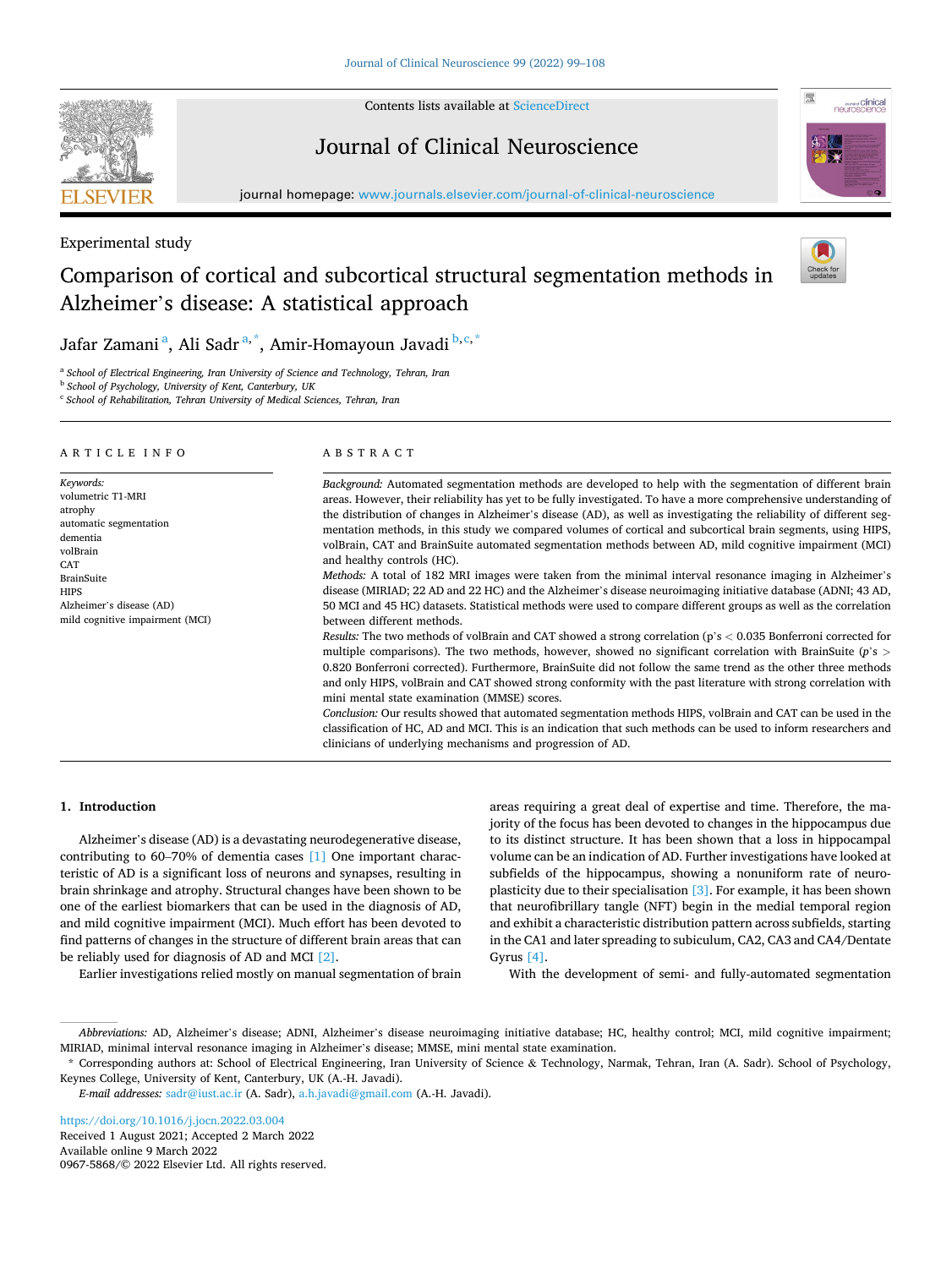Experimental study

# Comparison of cortical and subcortical structural segmentation methods in Alzheimer's disease: A statistical approach

Jafar Zamani[a], Ali Sadr[a,*], Amir-Homayoun Javadi[b,c,*]

[a] School of Electrical Engineering, Iran University of Science and Technology, Tehran, Iran
[b] School of Psychology, University of Kent, Canterbury, UK
[c] School of Rehabilitation, Tehran University of Medical Sciences, Tehran, Iran

## ARTICLE INFO

*Keywords:*
volumetric T1-MRI
atrophy
automatic segmentation
dementia
volBrain
CAT
BrainSuite
HIPS
Alzheimer's disease (AD)
mild cognitive impairment (MCI)

## ABSTRACT

*Background:* Automated segmentation methods are developed to help with the segmentation of different brain areas. However, their reliability has yet to be fully investigated. To have a more comprehensive understanding of the distribution of changes in Alzheimer's disease (AD), as well as investigating the reliability of different segmentation methods, in this study we compared volumes of cortical and subcortical brain segments, using HIPS, volBrain, CAT and BrainSuite automated segmentation methods between AD, mild cognitive impairment (MCI) and healthy controls (HC).

*Methods:* A total of 182 MRI images were taken from the minimal interval resonance imaging in Alzheimer's disease (MIRIAD; 22 AD and 22 HC) and the Alzheimer's disease neuroimaging initiative database (ADNI; 43 AD, 50 MCI and 45 HC) datasets. Statistical methods were used to compare different groups as well as the correlation between different methods.

*Results:* The two methods of volBrain and CAT showed a strong correlation (p's $<$ 0.035 Bonferroni corrected for multiple comparisons). The two methods, however, showed no significant correlation with BrainSuite (*p*'s $>$ 0.820 Bonferroni corrected). Furthermore, BrainSuite did not follow the same trend as the other three methods and only HIPS, volBrain and CAT showed strong conformity with the past literature with strong correlation with mini mental state examination (MMSE) scores.

*Conclusion:* Our results showed that automated segmentation methods HIPS, volBrain and CAT can be used in the classification of HC, AD and MCI. This is an indication that such methods can be used to inform researchers and clinicians of underlying mechanisms and progression of AD.

## 1. Introduction

Alzheimer's disease (AD) is a devastating neurodegenerative disease, contributing to 60–70% of dementia cases [1] One important characteristic of AD is a significant loss of neurons and synapses, resulting in brain shrinkage and atrophy. Structural changes have been shown to be one of the earliest biomarkers that can be used in the diagnosis of AD, and mild cognitive impairment (MCI). Much effort has been devoted to find patterns of changes in the structure of different brain areas that can be reliably used for diagnosis of AD and MCI [2].

Earlier investigations relied mostly on manual segmentation of brain areas requiring a great deal of expertise and time. Therefore, the majority of the focus has been devoted to changes in the hippocampus due to its distinct structure. It has been shown that a loss in hippocampal volume can be an indication of AD. Further investigations have looked at subfields of the hippocampus, showing a nonuniform rate of neuroplasticity due to their specialisation [3]. For example, it has been shown that neurofibrillary tangle (NFT) begin in the medial temporal region and exhibit a characteristic distribution pattern across subfields, starting in the CA1 and later spreading to subiculum, CA2, CA3 and CA4/Dentate Gyrus [4].

With the development of semi- and fully-automated segmentation

---

*Abbreviations:* AD, Alzheimer's disease; ADNI, Alzheimer's disease neuroimaging initiative database; HC, healthy control; MCI, mild cognitive impairment; MIRIAD, minimal interval resonance imaging in Alzheimer's disease; MMSE, mini mental state examination.

\* Corresponding authors at: School of Electrical Engineering, Iran University of Science & Technology, Narmak, Tehran, Iran (A. Sadr). School of Psychology, Keynes College, University of Kent, Canterbury, UK (A.-H. Javadi).

*E-mail addresses:* sadr@iust.ac.ir (A. Sadr), a.h.javadi@gmail.com (A.-H. Javadi).

https://doi.org/10.1016/j.jocn.2022.03.004
Received 1 August 2021; Accepted 2 March 2022
Available online 9 March 2022
0967-5868/© 2022 Elsevier Ltd. All rights reserved.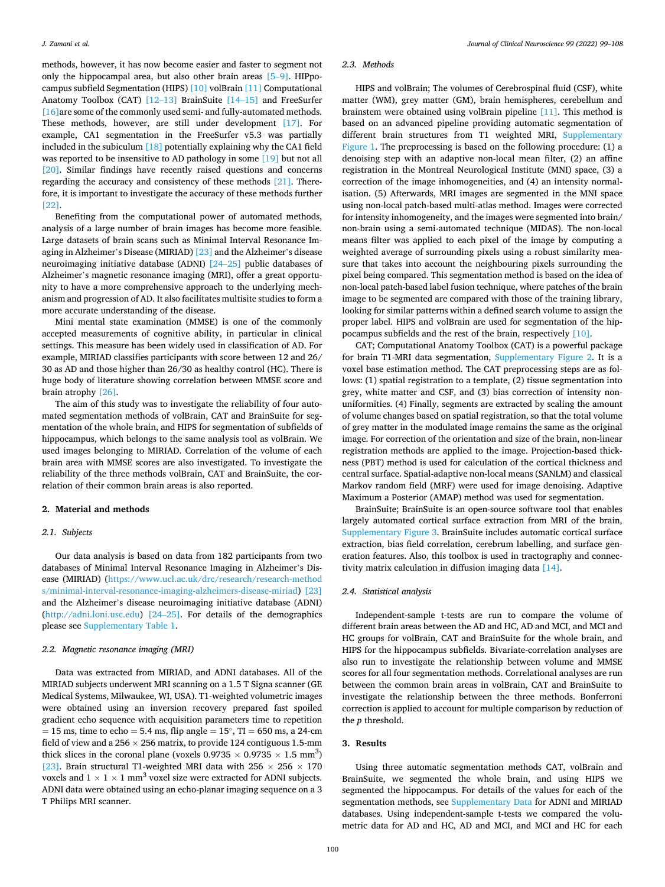methods, however, it has now become easier and faster to segment not only the hippocampal area, but also other brain areas [5–9]. HIPpocampus subfield Segmentation (HIPS) [10] volBrain [11] Computational Anatomy Toolbox (CAT) [12–13] BrainSuite [14–15] and FreeSurfer [16]are some of the commonly used semi- and fully-automated methods. These methods, however, are still under development [17]. For example, CA1 segmentation in the FreeSurfer v5.3 was partially included in the subiculum [18] potentially explaining why the CA1 field was reported to be insensitive to AD pathology in some [19] but not all [20]. Similar findings have recently raised questions and concerns regarding the accuracy and consistency of these methods [21]. Therefore, it is important to investigate the accuracy of these methods further [22].

Benefiting from the computational power of automated methods, analysis of a large number of brain images has become more feasible. Large datasets of brain scans such as Minimal Interval Resonance Imaging in Alzheimer's Disease (MIRIAD) [23] and the Alzheimer's disease neuroimaging initiative database (ADNI) [24–25] public databases of Alzheimer's magnetic resonance imaging (MRI), offer a great opportunity to have a more comprehensive approach to the underlying mechanism and progression of AD. It also facilitates multisite studies to form a more accurate understanding of the disease.

Mini mental state examination (MMSE) is one of the commonly accepted measurements of cognitive ability, in particular in clinical settings. This measure has been widely used in classification of AD. For example, MIRIAD classifies participants with score between 12 and 26/30 as AD and those higher than 26/30 as healthy control (HC). There is huge body of literature showing correlation between MMSE score and brain atrophy [26].

The aim of this study was to investigate the reliability of four automated segmentation methods of volBrain, CAT and BrainSuite for segmentation of the whole brain, and HIPS for segmentation of subfields of hippocampus, which belongs to the same analysis tool as volBrain. We used images belonging to MIRIAD. Correlation of the volume of each brain area with MMSE scores are also investigated. To investigate the reliability of the three methods volBrain, CAT and BrainSuite, the correlation of their common brain areas is also reported.

## 2. Material and methods

### 2.1. Subjects

Our data analysis is based on data from 182 participants from two databases of Minimal Interval Resonance Imaging in Alzheimer's Disease (MIRIAD) (https://www.ucl.ac.uk/drc/research/research-methods/minimal-interval-resonance-imaging-alzheimers-disease-miriad) [23] and the Alzheimer's disease neuroimaging initiative database (ADNI) (http://adni.loni.usc.edu) [24–25]. For details of the demographics please see Supplementary Table 1.

### 2.2. Magnetic resonance imaging (MRI)

Data was extracted from MIRIAD, and ADNI databases. All of the MIRIAD subjects underwent MRI scanning on a 1.5 T Signa scanner (GE Medical Systems, Milwaukee, WI, USA). T1-weighted volumetric images were obtained using an inversion recovery prepared fast spoiled gradient echo sequence with acquisition parameters time to repetition = 15 ms, time to echo = 5.4 ms, flip angle = 15°, TI = 650 ms, a 24-cm field of view and a 256 × 256 matrix, to provide 124 contiguous 1.5-mm thick slices in the coronal plane (voxels 0.9735 × 0.9735 × 1.5 $mm^3$) [23]. Brain structural T1-weighted MRI data with 256 × 256 × 170 voxels and 1 × 1 × 1 $mm^3$ voxel size were extracted for ADNI subjects. ADNI data were obtained using an echo-planar imaging sequence on a 3 T Philips MRI scanner.

### 2.3. Methods

HIPS and volBrain; The volumes of Cerebrospinal fluid (CSF), white matter (WM), grey matter (GM), brain hemispheres, cerebellum and brainstem were obtained using volBrain pipeline [11]. This method is based on an advanced pipeline providing automatic segmentation of different brain structures from T1 weighted MRI, Supplementary Figure 1. The preprocessing is based on the following procedure: (1) a denoising step with an adaptive non-local mean filter, (2) an affine registration in the Montreal Neurological Institute (MNI) space, (3) a correction of the image inhomogeneities, and (4) an intensity normalisation. (5) Afterwards, MRI images are segmented in the MNI space using non-local patch-based multi-atlas method. Images were corrected for intensity inhomogeneity, and the images were segmented into brain/non-brain using a semi-automated technique (MIDAS). The non-local means filter was applied to each pixel of the image by computing a weighted average of surrounding pixels using a robust similarity measure that takes into account the neighbouring pixels surrounding the pixel being compared. This segmentation method is based on the idea of non-local patch-based label fusion technique, where patches of the brain image to be segmented are compared with those of the training library, looking for similar patterns within a defined search volume to assign the proper label. HIPS and volBrain are used for segmentation of the hippocampus subfields and the rest of the brain, respectively [10].

CAT; Computational Anatomy Toolbox (CAT) is a powerful package for brain T1-MRI data segmentation, Supplementary Figure 2. It is a voxel base estimation method. The CAT preprocessing steps are as follows: (1) spatial registration to a template, (2) tissue segmentation into grey, white matter and CSF, and (3) bias correction of intensity non-uniformities. (4) Finally, segments are extracted by scaling the amount of volume changes based on spatial registration, so that the total volume of grey matter in the modulated image remains the same as the original image. For correction of the orientation and size of the brain, non-linear registration methods are applied to the image. Projection-based thickness (PBT) method is used for calculation of the cortical thickness and central surface. Spatial-adaptive non-local means (SANLM) and classical Markov random field (MRF) were used for image denoising. Adaptive Maximum a Posterior (AMAP) method was used for segmentation.

BrainSuite; BrainSuite is an open-source software tool that enables largely automated cortical surface extraction from MRI of the brain, Supplementary Figure 3. BrainSuite includes automatic cortical surface extraction, bias field correlation, cerebrum labelling, and surface generation features. Also, this toolbox is used in tractography and connectivity matrix calculation in diffusion imaging data [14].

### 2.4. Statistical analysis

Independent-sample t-tests are run to compare the volume of different brain areas between the AD and HC, AD and MCI, and MCI and HC groups for volBrain, CAT and BrainSuite for the whole brain, and HIPS for the hippocampus subfields. Bivariate-correlation analyses are also run to investigate the relationship between volume and MMSE scores for all four segmentation methods. Correlational analyses are run between the common brain areas in volBrain, CAT and BrainSuite to investigate the relationship between the three methods. Bonferroni correction is applied to account for multiple comparison by reduction of the $p$ threshold.

## 3. Results

Using three automatic segmentation methods CAT, volBrain and BrainSuite, we segmented the whole brain, and using HIPS we segmented the hippocampus. For details of the values for each of the segmentation methods, see Supplementary Data for ADNI and MIRIAD databases. Using independent-sample t-tests we compared the volumetric data for AD and HC, AD and MCI, and MCI and HC for each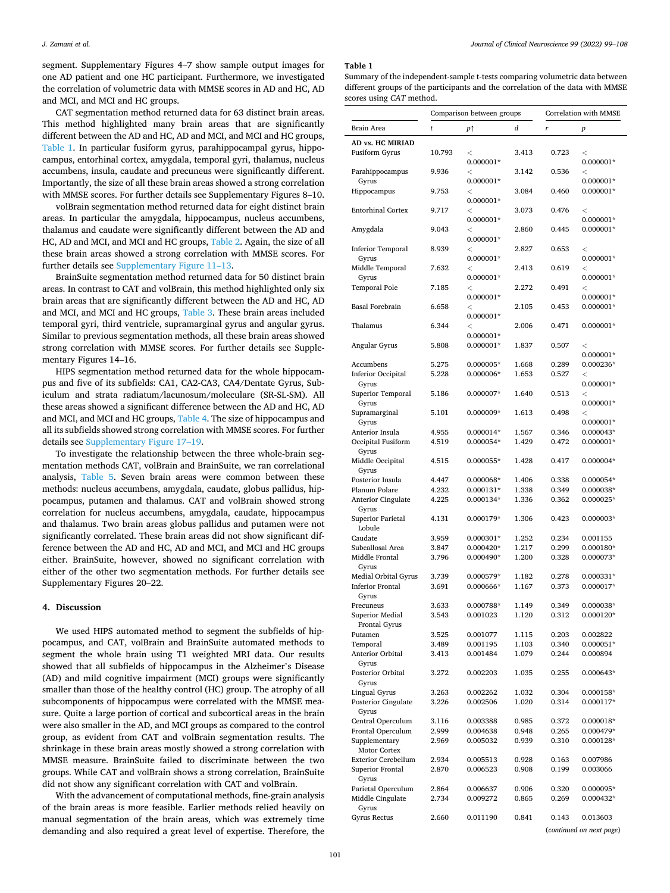segment. Supplementary Figures 4–7 show sample output images for one AD patient and one HC participant. Furthermore, we investigated the correlation of volumetric data with MMSE scores in AD and HC, AD and MCI, and MCI and HC groups.

CAT segmentation method returned data for 63 distinct brain areas. This method highlighted many brain areas that are significantly different between the AD and HC, AD and MCI, and MCI and HC groups, Table 1. In particular fusiform gyrus, parahippocampal gyrus, hippocampus, entorhinal cortex, amygdala, temporal gyri, thalamus, nucleus accumbens, insula, caudate and precuneus were significantly different. Importantly, the size of all these brain areas showed a strong correlation with MMSE scores. For further details see Supplementary Figures 8–10.

volBrain segmentation method returned data for eight distinct brain areas. In particular the amygdala, hippocampus, nucleus accumbens, thalamus and caudate were significantly different between the AD and HC, AD and MCI, and MCI and HC groups, Table 2. Again, the size of all these brain areas showed a strong correlation with MMSE scores. For further details see Supplementary Figure 11–13.

BrainSuite segmentation method returned data for 50 distinct brain areas. In contrast to CAT and volBrain, this method highlighted only six brain areas that are significantly different between the AD and HC, AD and MCI, and MCI and HC groups, Table 3. These brain areas included temporal gyri, third ventricle, supramarginal gyrus and angular gyrus. Similar to previous segmentation methods, all these brain areas showed strong correlation with MMSE scores. For further details see Supplementary Figures 14–16.

HIPS segmentation method returned data for the whole hippocampus and five of its subfields: CA1, CA2-CA3, CA4/Dentate Gyrus, Subiculum and strata radiatum/lacunosum/moleculare (SR-SL-SM). All these areas showed a significant difference between the AD and HC, AD and MCI, and MCI and HC groups, Table 4. The size of hippocampus and all its subfields showed strong correlation with MMSE scores. For further details see Supplementary Figure 17–19.

To investigate the relationship between the three whole-brain segmentation methods CAT, volBrain and BrainSuite, we ran correlational analysis, Table 5. Seven brain areas were common between these methods: nucleus accumbens, amygdala, caudate, globus pallidus, hippocampus, putamen and thalamus. CAT and volBrain showed strong correlation for nucleus accumbens, amygdala, caudate, hippocampus and thalamus. Two brain areas globus pallidus and putamen were not significantly correlated. These brain areas did not show significant difference between the AD and HC, AD and MCI, and MCI and HC groups either. BrainSuite, however, showed no significant correlation with either of the other two segmentation methods. For further details see Supplementary Figures 20–22.

## 4. Discussion

We used HIPS automated method to segment the subfields of hippocampus, and CAT, volBrain and BrainSuite automated methods to segment the whole brain using T1 weighted MRI data. Our results showed that all subfields of hippocampus in the Alzheimer's Disease (AD) and mild cognitive impairment (MCI) groups were significantly smaller than those of the healthy control (HC) group. The atrophy of all subcomponents of hippocampus were correlated with the MMSE measure. Quite a large portion of cortical and subcortical areas in the brain were also smaller in the AD, and MCI groups as compared to the control group, as evident from CAT and volBrain segmentation results. The shrinkage in these brain areas mostly showed a strong correlation with MMSE measure. BrainSuite failed to discriminate between the two groups. While CAT and volBrain shows a strong correlation, BrainSuite did not show any significant correlation with CAT and volBrain.

With the advancement of computational methods, fine-grain analysis of the brain areas is more feasible. Earlier methods relied heavily on manual segmentation of the brain areas, which was extremely time demanding and also required a great level of expertise. Therefore, the

**Table 1**
Summary of the independent-sample t-tests comparing volumetric data between different groups of the participants and the correlation of the data with MMSE scores using *CAT* method.

| | Comparison between groups | | | Correlation with MMSE | |
|---|---|---|---|---|---|
| Brain Area | *t* | *p*† | *d* | *r* | *p* |
| **AD vs. HC MIRIAD** | | | | | |
| Fusiform Gyrus | 10.793 | < 0.000001* | 3.413 | 0.723 | < 0.000001* |
| Parahippocampus Gyrus | 9.936 | < 0.000001* | 3.142 | 0.536 | < 0.000001* |
| Hippocampus | 9.753 | < 0.000001* | 3.084 | 0.460 | 0.000001* |
| Entorhinal Cortex | 9.717 | < 0.000001* | 3.073 | 0.476 | < 0.000001* |
| Amygdala | 9.043 | < 0.000001* | 2.860 | 0.445 | 0.000001* |
| Inferior Temporal Gyrus | 8.939 | < 0.000001* | 2.827 | 0.653 | < 0.000001* |
| Middle Temporal Gyrus | 7.632 | < 0.000001* | 2.413 | 0.619 | < 0.000001* |
| Temporal Pole | 7.185 | < 0.000001* | 2.272 | 0.491 | < 0.000001* |
| Basal Forebrain | 6.658 | < 0.000001* | 2.105 | 0.453 | 0.000001* |
| Thalamus | 6.344 | < 0.000001* | 2.006 | 0.471 | 0.000001* |
| Angular Gyrus | 5.808 | 0.000001* | 1.837 | 0.507 | < 0.000001* |
| Accumbens | 5.275 | 0.000005* | 1.668 | 0.289 | 0.000236* |
| Inferior Occipital Gyrus | 5.228 | 0.000006* | 1.653 | 0.527 | < 0.000001* |
| Superior Temporal Gyrus | 5.186 | 0.000007* | 1.640 | 0.513 | < 0.000001* |
| Supramarginal Gyrus | 5.101 | 0.000009* | 1.613 | 0.498 | < 0.000001* |
| Anterior Insula | 4.955 | 0.000014* | 1.567 | 0.346 | 0.000043* |
| Occipital Fusiform Gyrus | 4.519 | 0.000054* | 1.429 | 0.472 | 0.000001* |
| Middle Occipital Gyrus | 4.515 | 0.000055* | 1.428 | 0.417 | 0.000004* |
| Posterior Insula | 4.447 | 0.000068* | 1.406 | 0.338 | 0.000054* |
| Planum Polare | 4.232 | 0.000131* | 1.338 | 0.349 | 0.000038* |
| Anterior Cingulate Gyrus | 4.225 | 0.000134* | 1.336 | 0.362 | 0.000025* |
| Superior Parietal Lobule | 4.131 | 0.000179* | 1.306 | 0.423 | 0.000003* |
| Caudate | 3.959 | 0.000301* | 1.252 | 0.234 | 0.001155 |
| Subcallosal Area | 3.847 | 0.000420* | 1.217 | 0.299 | 0.000180* |
| Middle Frontal Gyrus | 3.796 | 0.000490* | 1.200 | 0.328 | 0.000073* |
| Medial Orbital Gyrus | 3.739 | 0.000579* | 1.182 | 0.278 | 0.000331* |
| Inferior Frontal Gyrus | 3.691 | 0.000666* | 1.167 | 0.373 | 0.000017* |
| Precuneus | 3.633 | 0.000788* | 1.149 | 0.349 | 0.000038* |
| Superior Medial Frontal Gyrus | 3.543 | 0.001023 | 1.120 | 0.312 | 0.000120* |
| Putamen | 3.525 | 0.001077 | 1.115 | 0.203 | 0.002822 |
| Temporal | 3.489 | 0.001195 | 1.103 | 0.340 | 0.000051* |
| Anterior Orbital Gyrus | 3.413 | 0.001484 | 1.079 | 0.244 | 0.000894 |
| Posterior Orbital Gyrus | 3.272 | 0.002203 | 1.035 | 0.255 | 0.000643* |
| Lingual Gyrus | 3.263 | 0.002262 | 1.032 | 0.304 | 0.000158* |
| Posterior Cingulate Gyrus | 3.226 | 0.002506 | 1.020 | 0.314 | 0.000117* |
| Central Operculum | 3.116 | 0.003388 | 0.985 | 0.372 | 0.000018* |
| Frontal Operculum | 2.999 | 0.004638 | 0.948 | 0.265 | 0.000479* |
| Supplementary Motor Cortex | 2.969 | 0.005032 | 0.939 | 0.310 | 0.000128* |
| Exterior Cerebellum | 2.934 | 0.005513 | 0.928 | 0.163 | 0.007986 |
| Superior Frontal Gyrus | 2.870 | 0.006523 | 0.908 | 0.199 | 0.003066 |
| Parietal Operculum | 2.864 | 0.006637 | 0.906 | 0.320 | 0.000095* |
| Middle Cingulate Gyrus | 2.734 | 0.009272 | 0.865 | 0.269 | 0.000432* |
| Gyrus Rectus | 2.660 | 0.011190 | 0.841 | 0.143 | 0.013603 |

(*continued on next page*)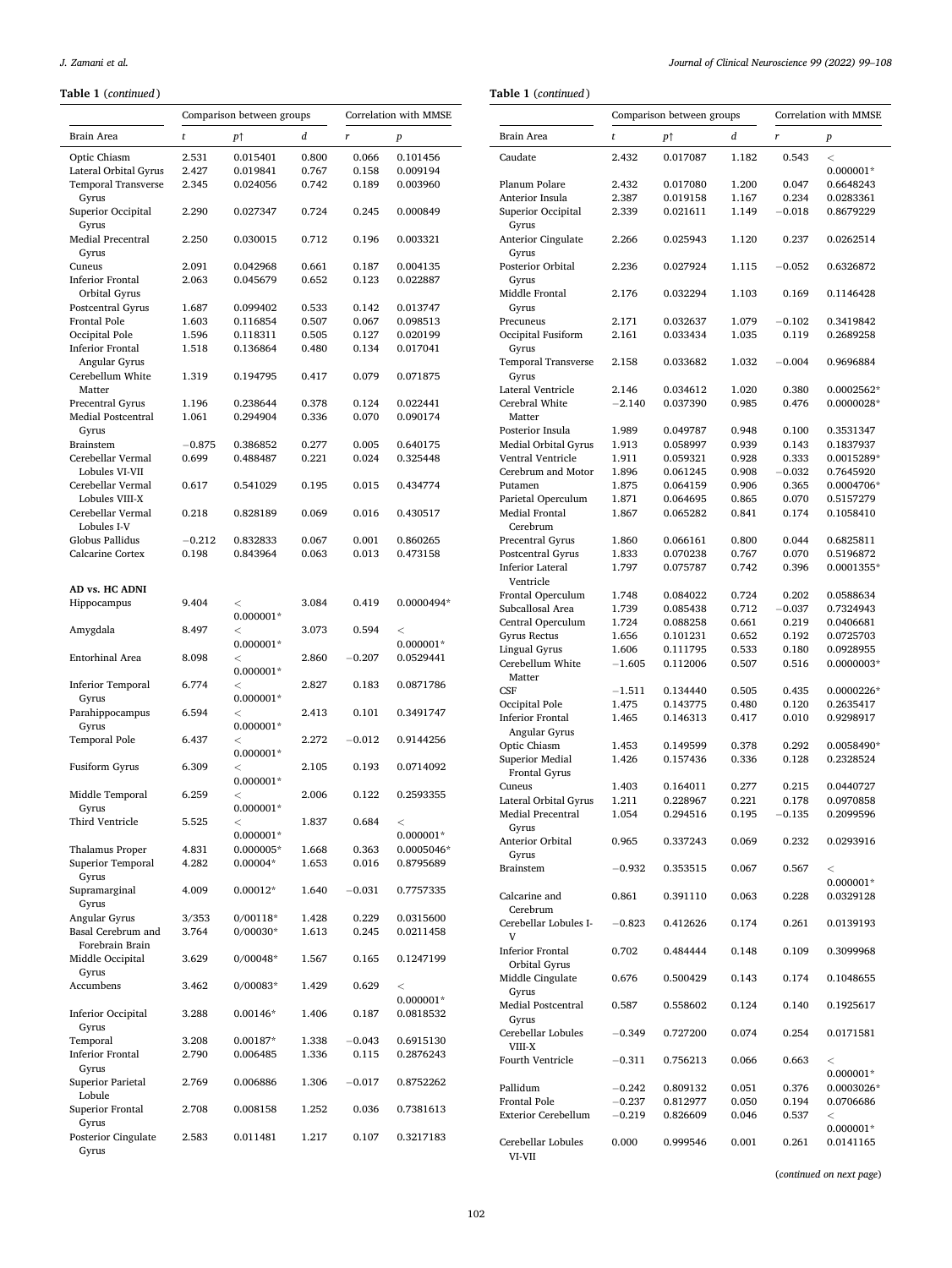**Table 1** (*continued*)

| Brain Area | Comparison between groups | | | Correlation with MMSE | |
|---|---|---|---|---|---|
| | *t* | *p*↑ | *d* | *r* | *p* |
| Optic Chiasm | 2.531 | 0.015401 | 0.800 | 0.066 | 0.101456 |
| Lateral Orbital Gyrus | 2.427 | 0.019841 | 0.767 | 0.158 | 0.009194 |
| Temporal Transverse Gyrus | 2.345 | 0.024056 | 0.742 | 0.189 | 0.003960 |
| Superior Occipital Gyrus | 2.290 | 0.027347 | 0.724 | 0.245 | 0.000849 |
| Medial Precentral Gyrus | 2.250 | 0.030015 | 0.712 | 0.196 | 0.003321 |
| Cuneus | 2.091 | 0.042968 | 0.661 | 0.187 | 0.004135 |
| Inferior Frontal Orbital Gyrus | 2.063 | 0.045679 | 0.652 | 0.123 | 0.022887 |
| Postcentral Gyrus | 1.687 | 0.099402 | 0.533 | 0.142 | 0.013747 |
| Frontal Pole | 1.603 | 0.116854 | 0.507 | 0.067 | 0.098513 |
| Occipital Pole | 1.596 | 0.118311 | 0.505 | 0.127 | 0.020199 |
| Inferior Frontal Angular Gyrus | 1.518 | 0.136864 | 0.480 | 0.134 | 0.017041 |
| Cerebellum White Matter | 1.319 | 0.194795 | 0.417 | 0.079 | 0.071875 |
| Precentral Gyrus | 1.196 | 0.238644 | 0.378 | 0.124 | 0.022441 |
| Medial Postcentral Gyrus | 1.061 | 0.294904 | 0.336 | 0.070 | 0.090174 |
| Brainstem | −0.875 | 0.386852 | 0.277 | 0.005 | 0.640175 |
| Cerebellar Vermal Lobules VI-VII | 0.699 | 0.488487 | 0.221 | 0.024 | 0.325448 |
| Cerebellar Vermal Lobules VIII-X | 0.617 | 0.541029 | 0.195 | 0.015 | 0.434774 |
| Cerebellar Vermal Lobules I-V | 0.218 | 0.828189 | 0.069 | 0.016 | 0.430517 |
| Globus Pallidus | −0.212 | 0.832833 | 0.067 | 0.001 | 0.860265 |
| Calcarine Cortex | 0.198 | 0.843964 | 0.063 | 0.013 | 0.473158 |
| **AD vs. HC ADNI** | | | | | |
| Hippocampus | 9.404 | < 0.000001* | 3.084 | 0.419 | 0.0000494* |
| Amygdala | 8.497 | < 0.000001* | 3.073 | 0.594 | < 0.000001* |
| Entorhinal Area | 8.098 | < 0.000001* | 2.860 | −0.207 | 0.0529441 |
| Inferior Temporal Gyrus | 6.774 | < 0.000001* | 2.827 | 0.183 | 0.0871786 |
| Parahippocampus Gyrus | 6.594 | < 0.000001* | 2.413 | 0.101 | 0.3491747 |
| Temporal Pole | 6.437 | < 0.000001* | 2.272 | −0.012 | 0.9144256 |
| Fusiform Gyrus | 6.309 | < 0.000001* | 2.105 | 0.193 | 0.0714092 |
| Middle Temporal Gyrus | 6.259 | < 0.000001* | 2.006 | 0.122 | 0.2593355 |
| Third Ventricle | 5.525 | < 0.000001* | 1.837 | 0.684 | < 0.000001* |
| Thalamus Proper | 4.831 | 0.000005* | 1.668 | 0.363 | 0.0005046* |
| Superior Temporal Gyrus | 4.282 | 0.00004* | 1.653 | 0.016 | 0.8795689 |
| Supramarginal Gyrus | 4.009 | 0.00012* | 1.640 | −0.031 | 0.7757335 |
| Angular Gyrus | 3/353 | 0/00118* | 1.428 | 0.229 | 0.0315600 |
| Basal Cerebrum and Forebrain Brain | 3.764 | 0/00030* | 1.613 | 0.245 | 0.0211458 |
| Middle Occipital Gyrus | 3.629 | 0/00048* | 1.567 | 0.165 | 0.1247199 |
| Accumbens | 3.462 | 0/00083* | 1.429 | 0.629 | < 0.000001* |
| Inferior Occipital Gyrus | 3.288 | 0.00146* | 1.406 | 0.187 | 0.0818532 |
| Temporal | 3.208 | 0.00187* | 1.338 | −0.043 | 0.6915130 |
| Inferior Frontal Gyrus | 2.790 | 0.006485 | 1.336 | 0.115 | 0.2876243 |
| Superior Parietal Lobule | 2.769 | 0.006886 | 1.306 | −0.017 | 0.8752262 |
| Superior Frontal Gyrus | 2.708 | 0.008158 | 1.252 | 0.036 | 0.7381613 |
| Posterior Cingulate Gyrus | 2.583 | 0.011481 | 1.217 | 0.107 | 0.3217183 |
| Caudate | 2.432 | 0.017087 | 1.182 | 0.543 | < 0.000001* |
| Planum Polare | 2.432 | 0.017080 | 1.200 | 0.047 | 0.6648243 |
| Anterior Insula | 2.387 | 0.019158 | 1.167 | 0.234 | 0.0283361 |
| Superior Occipital Gyrus | 2.339 | 0.021611 | 1.149 | −0.018 | 0.8679229 |
| Anterior Cingulate Gyrus | 2.266 | 0.025943 | 1.120 | 0.237 | 0.0262514 |
| Posterior Orbital Gyrus | 2.236 | 0.027924 | 1.115 | −0.052 | 0.6326872 |
| Middle Frontal Gyrus | 2.176 | 0.032294 | 1.103 | 0.169 | 0.1146428 |
| Precuneus | 2.171 | 0.032637 | 1.079 | −0.102 | 0.3419842 |
| Occipital Fusiform Gyrus | 2.161 | 0.033434 | 1.035 | 0.119 | 0.2689258 |
| Temporal Transverse Gyrus | 2.158 | 0.033682 | 1.032 | −0.004 | 0.9696884 |
| Lateral Ventricle | 2.146 | 0.034612 | 1.020 | 0.380 | 0.0002562* |
| Cerebral White Matter | −2.140 | 0.037390 | 0.985 | 0.476 | 0.0000028* |
| Posterior Insula | 1.989 | 0.049787 | 0.948 | 0.100 | 0.3531347 |
| Medial Orbital Gyrus | 1.913 | 0.058997 | 0.939 | 0.143 | 0.1837937 |
| Ventral Ventricle | 1.911 | 0.059321 | 0.928 | 0.333 | 0.0015289* |
| Cerebrum and Motor | 1.896 | 0.061245 | 0.908 | −0.032 | 0.7645920 |
| Putamen | 1.875 | 0.064159 | 0.906 | 0.365 | 0.0004706* |
| Parietal Operculum | 1.871 | 0.064695 | 0.865 | 0.070 | 0.5157279 |
| Medial Frontal Cerebrum | 1.867 | 0.065282 | 0.841 | 0.174 | 0.1058410 |
| Precentral Gyrus | 1.860 | 0.066161 | 0.800 | 0.044 | 0.6825811 |
| Postcentral Gyrus | 1.833 | 0.070238 | 0.767 | 0.070 | 0.5196872 |
| Inferior Lateral Ventricle | 1.797 | 0.075787 | 0.742 | 0.396 | 0.0001355* |
| Frontal Operculum | 1.748 | 0.084022 | 0.724 | 0.202 | 0.0588634 |
| Subcallosal Area | 1.739 | 0.085438 | 0.712 | −0.037 | 0.7324943 |
| Central Operculum | 1.724 | 0.088258 | 0.661 | 0.219 | 0.0406681 |
| Gyrus Rectus | 1.656 | 0.101231 | 0.652 | 0.192 | 0.0725703 |
| Lingual Gyrus | 1.606 | 0.111795 | 0.533 | 0.180 | 0.0928955 |
| Cerebellum White Matter | −1.605 | 0.112006 | 0.507 | 0.516 | 0.0000003* |
| CSF | −1.511 | 0.134440 | 0.505 | 0.435 | 0.0000226* |
| Occipital Pole | 1.475 | 0.143775 | 0.480 | 0.120 | 0.2635417 |
| Inferior Frontal Angular Gyrus | 1.465 | 0.146313 | 0.417 | 0.010 | 0.9298917 |
| Optic Chiasm | 1.453 | 0.149599 | 0.378 | 0.292 | 0.0058490* |
| Superior Medial Frontal Gyrus | 1.426 | 0.157436 | 0.336 | 0.128 | 0.2328524 |
| Cuneus | 1.403 | 0.164011 | 0.277 | 0.215 | 0.0440727 |
| Lateral Orbital Gyrus | 1.211 | 0.228967 | 0.221 | 0.178 | 0.0970858 |
| Medial Precentral Gyrus | 1.054 | 0.294516 | 0.195 | −0.135 | 0.2099596 |
| Anterior Orbital Gyrus | 0.965 | 0.337243 | 0.069 | 0.232 | 0.0293916 |
| Brainstem | −0.932 | 0.353515 | 0.067 | 0.567 | < 0.000001* |
| Calcarine and Cerebrum | 0.861 | 0.391110 | 0.063 | 0.228 | 0.0329128 |
| Cerebellar Lobules I-V | −0.823 | 0.412626 | 0.174 | 0.261 | 0.0139193 |
| Inferior Frontal Orbital Gyrus | 0.702 | 0.484444 | 0.148 | 0.109 | 0.3099968 |
| Middle Cingulate Gyrus | 0.676 | 0.500429 | 0.143 | 0.174 | 0.1048655 |
| Medial Postcentral Gyrus | 0.587 | 0.558602 | 0.124 | 0.140 | 0.1925617 |
| Cerebellar Lobules VIII-X | −0.349 | 0.727200 | 0.074 | 0.254 | 0.0171581 |
| Fourth Ventricle | −0.311 | 0.756213 | 0.066 | 0.663 | < 0.000001* |
| Pallidum | −0.242 | 0.809132 | 0.051 | 0.376 | 0.0003026* |
| Frontal Pole | −0.237 | 0.812977 | 0.050 | 0.194 | 0.0706686 |
| Exterior Cerebellum | −0.219 | 0.826609 | 0.046 | 0.537 | < 0.000001* |
| Cerebellar Lobules VI-VII | 0.000 | 0.999546 | 0.001 | 0.261 | 0.0141165 |

(*continued on next page*)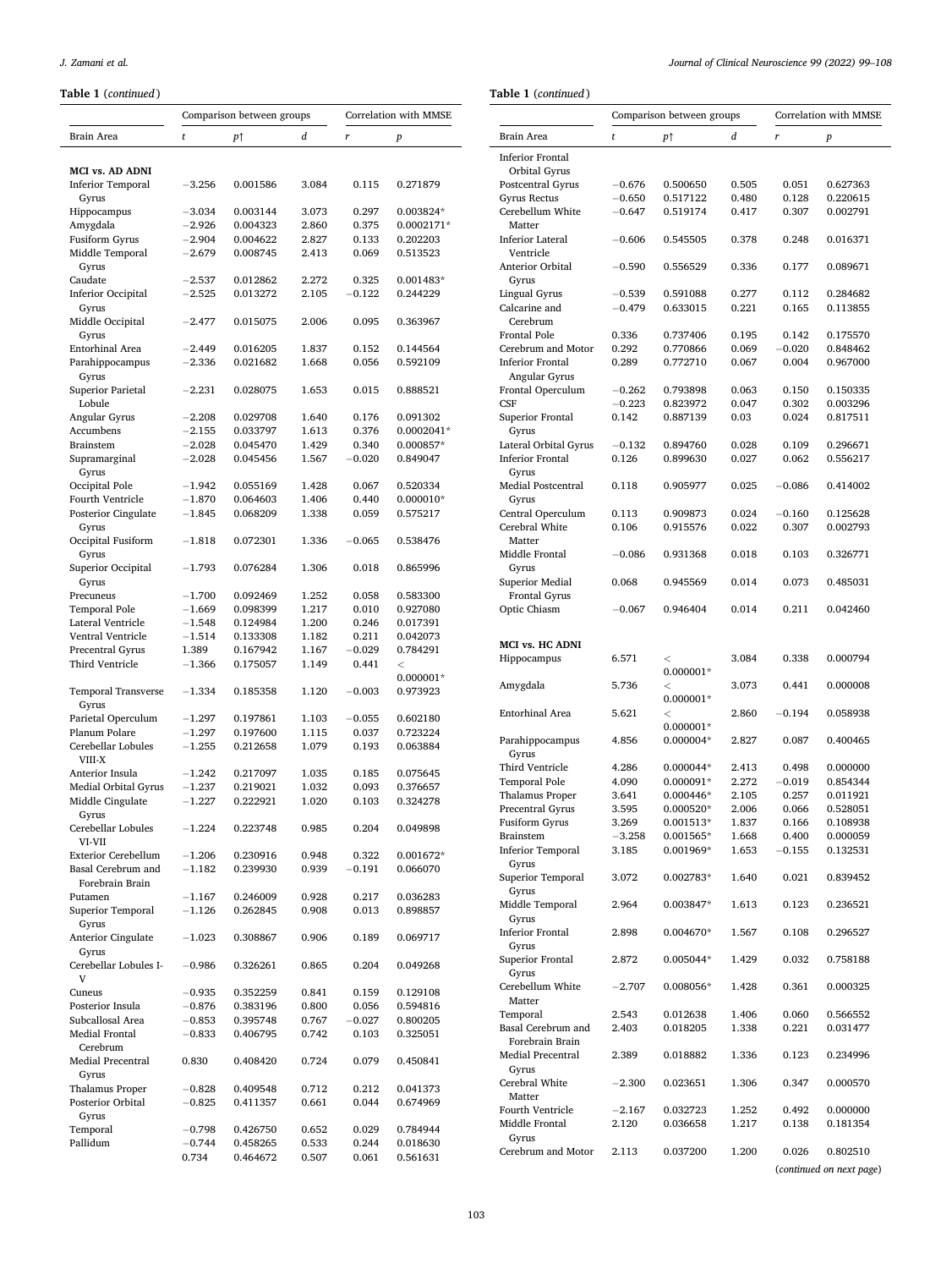**Table 1** (*continued*)

| | Comparison between groups | | | Correlation with MMSE | |
|---|---|---|---|---|---|
| Brain Area | *t* | *p*↑ | *d* | *r* | *p* |
| **MCI vs. AD ADNI** | | | | | |
| Inferior Temporal Gyrus | −3.256 | 0.001586 | 3.084 | 0.115 | 0.271879 |
| Hippocampus | −3.034 | 0.003144 | 3.073 | 0.297 | 0.003824* |
| Amygdala | −2.926 | 0.004323 | 2.860 | 0.375 | 0.0002171* |
| Fusiform Gyrus | −2.904 | 0.004622 | 2.827 | 0.133 | 0.202203 |
| Middle Temporal Gyrus | −2.679 | 0.008745 | 2.413 | 0.069 | 0.513523 |
| Caudate | −2.537 | 0.012862 | 2.272 | 0.325 | 0.001483* |
| Inferior Occipital Gyrus | −2.525 | 0.013272 | 2.105 | −0.122 | 0.244229 |
| Middle Occipital Gyrus | −2.477 | 0.015075 | 2.006 | 0.095 | 0.363967 |
| Entorhinal Area | −2.449 | 0.016205 | 1.837 | 0.152 | 0.144564 |
| Parahippocampus Gyrus | −2.336 | 0.021682 | 1.668 | 0.056 | 0.592109 |
| Superior Parietal Lobule | −2.231 | 0.028075 | 1.653 | 0.015 | 0.888521 |
| Angular Gyrus | −2.208 | 0.029708 | 1.640 | 0.176 | 0.091302 |
| Accumbens | −2.155 | 0.033797 | 1.613 | 0.376 | 0.0002041* |
| Brainstem | −2.028 | 0.045470 | 1.429 | 0.340 | 0.000857* |
| Supramarginal Gyrus | −2.028 | 0.045456 | 1.567 | −0.020 | 0.849047 |
| Occipital Pole | −1.942 | 0.055169 | 1.428 | 0.067 | 0.520334 |
| Fourth Ventricle | −1.870 | 0.064603 | 1.406 | 0.440 | 0.000010* |
| Posterior Cingulate Gyrus | −1.845 | 0.068209 | 1.338 | 0.059 | 0.575217 |
| Occipital Fusiform Gyrus | −1.818 | 0.072301 | 1.336 | −0.065 | 0.538476 |
| Superior Occipital Gyrus | −1.793 | 0.076284 | 1.306 | 0.018 | 0.865996 |
| Precuneus | −1.700 | 0.092469 | 1.252 | 0.058 | 0.583300 |
| Temporal Pole | −1.669 | 0.098399 | 1.217 | 0.010 | 0.927080 |
| Lateral Ventricle | −1.548 | 0.124984 | 1.200 | 0.246 | 0.017391 |
| Ventral Ventricle | −1.514 | 0.133308 | 1.182 | 0.211 | 0.042073 |
| Precentral Gyrus | 1.389 | 0.167942 | 1.167 | −0.029 | 0.784291 |
| Third Ventricle | −1.366 | 0.175057 | 1.149 | 0.441 | < 0.000001* |
| Temporal Transverse Gyrus | −1.334 | 0.185358 | 1.120 | −0.003 | 0.973923 |
| Parietal Operculum | −1.297 | 0.197861 | 1.103 | −0.055 | 0.602180 |
| Planum Polare | −1.297 | 0.197600 | 1.115 | 0.037 | 0.723224 |
| Cerebellar Lobules VIII-X | −1.255 | 0.212658 | 1.079 | 0.193 | 0.063884 |
| Anterior Insula | −1.242 | 0.217097 | 1.035 | 0.185 | 0.075645 |
| Medial Orbital Gyrus | −1.237 | 0.219021 | 1.032 | 0.093 | 0.376657 |
| Middle Cingulate Gyrus | −1.227 | 0.222921 | 1.020 | 0.103 | 0.324278 |
| Cerebellar Lobules VI-VII | −1.224 | 0.223748 | 0.985 | 0.204 | 0.049898 |
| Exterior Cerebellum | −1.206 | 0.230916 | 0.948 | 0.322 | 0.001672* |
| Basal Cerebrum and Forebrain Brain | −1.182 | 0.239930 | 0.939 | −0.191 | 0.066070 |
| Putamen | −1.167 | 0.246009 | 0.928 | 0.217 | 0.036283 |
| Superior Temporal Gyrus | −1.126 | 0.262845 | 0.908 | 0.013 | 0.898857 |
| Anterior Cingulate Gyrus | −1.023 | 0.308867 | 0.906 | 0.189 | 0.069717 |
| Cerebellar Lobules I-V | −0.986 | 0.326261 | 0.865 | 0.204 | 0.049268 |
| Cuneus | −0.935 | 0.352259 | 0.841 | 0.159 | 0.129108 |
| Posterior Insula | −0.876 | 0.383196 | 0.800 | 0.056 | 0.594816 |
| Subcallosal Area | −0.853 | 0.395748 | 0.767 | −0.027 | 0.800205 |
| Medial Frontal Cerebrum | −0.833 | 0.406795 | 0.742 | 0.103 | 0.325051 |
| Medial Precentral Gyrus | 0.830 | 0.408420 | 0.724 | 0.079 | 0.450841 |
| Thalamus Proper | −0.828 | 0.409548 | 0.712 | 0.212 | 0.041373 |
| Posterior Orbital Gyrus | −0.825 | 0.411357 | 0.661 | 0.044 | 0.674969 |
| Temporal | −0.798 | 0.426750 | 0.652 | 0.029 | 0.784944 |
| Pallidum | −0.744 | 0.458265 | 0.533 | 0.244 | 0.018630 |
| Inferior Frontal Orbital Gyrus | 0.734 | 0.464672 | 0.507 | 0.061 | 0.561631 |
| Postcentral Gyrus | −0.676 | 0.500650 | 0.505 | 0.051 | 0.627363 |
| Gyrus Rectus | −0.650 | 0.517122 | 0.480 | 0.128 | 0.220615 |
| Cerebellum White Matter | −0.647 | 0.519174 | 0.417 | 0.307 | 0.002791 |
| Inferior Lateral Ventricle | −0.606 | 0.545505 | 0.378 | 0.248 | 0.016371 |
| Anterior Orbital Gyrus | −0.590 | 0.556529 | 0.336 | 0.177 | 0.089671 |
| Lingual Gyrus | −0.539 | 0.591088 | 0.277 | 0.112 | 0.284682 |
| Calcarine and Cerebrum | −0.479 | 0.633015 | 0.221 | 0.165 | 0.113855 |
| Frontal Pole | 0.336 | 0.737406 | 0.195 | 0.142 | 0.175570 |
| Cerebrum and Motor | 0.292 | 0.770866 | 0.069 | −0.020 | 0.848462 |
| Inferior Frontal Angular Gyrus | 0.289 | 0.772710 | 0.067 | 0.004 | 0.967000 |
| Frontal Operculum | −0.262 | 0.793898 | 0.063 | 0.150 | 0.150335 |
| CSF | −0.223 | 0.823972 | 0.047 | 0.302 | 0.003296 |
| Superior Frontal Gyrus | 0.142 | 0.887139 | 0.03 | 0.024 | 0.817511 |
| Lateral Orbital Gyrus | −0.132 | 0.894760 | 0.028 | 0.109 | 0.296671 |
| Inferior Frontal Gyrus | 0.126 | 0.899630 | 0.027 | 0.062 | 0.556217 |
| Medial Postcentral Gyrus | 0.118 | 0.905977 | 0.025 | −0.086 | 0.414002 |
| Central Operculum | 0.113 | 0.909873 | 0.024 | −0.160 | 0.125628 |
| Cerebral White Matter | 0.106 | 0.915576 | 0.022 | 0.307 | 0.002793 |
| Middle Frontal Gyrus | −0.086 | 0.931368 | 0.018 | 0.103 | 0.326771 |
| Superior Medial Frontal Gyrus | 0.068 | 0.945569 | 0.014 | 0.073 | 0.485031 |
| Optic Chiasm | −0.067 | 0.946404 | 0.014 | 0.211 | 0.042460 |
| **MCI vs. HC ADNI** | | | | | |
| Hippocampus | 6.571 | < 0.000001* | 3.084 | 0.338 | 0.000794 |
| Amygdala | 5.736 | < 0.000001* | 3.073 | 0.441 | 0.000008 |
| Entorhinal Area | 5.621 | < 0.000001* | 2.860 | −0.194 | 0.058938 |
| Parahippocampus Gyrus | 4.856 | 0.000004* | 2.827 | 0.087 | 0.400465 |
| Third Ventricle | 4.286 | 0.000044* | 2.413 | 0.498 | 0.000000 |
| Temporal Pole | 4.090 | 0.000091* | 2.272 | −0.019 | 0.854344 |
| Thalamus Proper | 3.641 | 0.000446* | 2.105 | 0.257 | 0.011921 |
| Precentral Gyrus | 3.595 | 0.000520* | 2.006 | 0.066 | 0.528051 |
| Fusiform Gyrus | 3.269 | 0.001513* | 1.837 | 0.166 | 0.108938 |
| Brainstem | −3.258 | 0.001565* | 1.668 | 0.400 | 0.000059 |
| Inferior Temporal Gyrus | 3.185 | 0.001969* | 1.653 | −0.155 | 0.132531 |
| Superior Temporal Gyrus | 3.072 | 0.002783* | 1.640 | 0.021 | 0.839452 |
| Middle Temporal Gyrus | 2.964 | 0.003847* | 1.613 | 0.123 | 0.236521 |
| Inferior Frontal Gyrus | 2.898 | 0.004670* | 1.567 | 0.108 | 0.296527 |
| Superior Frontal Gyrus | 2.872 | 0.005044* | 1.429 | 0.032 | 0.758188 |
| Cerebellum White Matter | −2.707 | 0.008056* | 1.428 | 0.361 | 0.000325 |
| Temporal | 2.543 | 0.012638 | 1.406 | 0.060 | 0.566552 |
| Basal Cerebrum and Forebrain Brain | 2.403 | 0.018205 | 1.338 | 0.221 | 0.031477 |
| Medial Precentral Gyrus | 2.389 | 0.018882 | 1.336 | 0.123 | 0.234996 |
| Cerebral White Matter | −2.300 | 0.023651 | 1.306 | 0.347 | 0.000570 |
| Fourth Ventricle | −2.167 | 0.032723 | 1.252 | 0.492 | 0.000000 |
| Middle Frontal Gyrus | 2.120 | 0.036658 | 1.217 | 0.138 | 0.181354 |
| Cerebrum and Motor | 2.113 | 0.037200 | 1.200 | 0.026 | 0.802510 |

(*continued on next page*)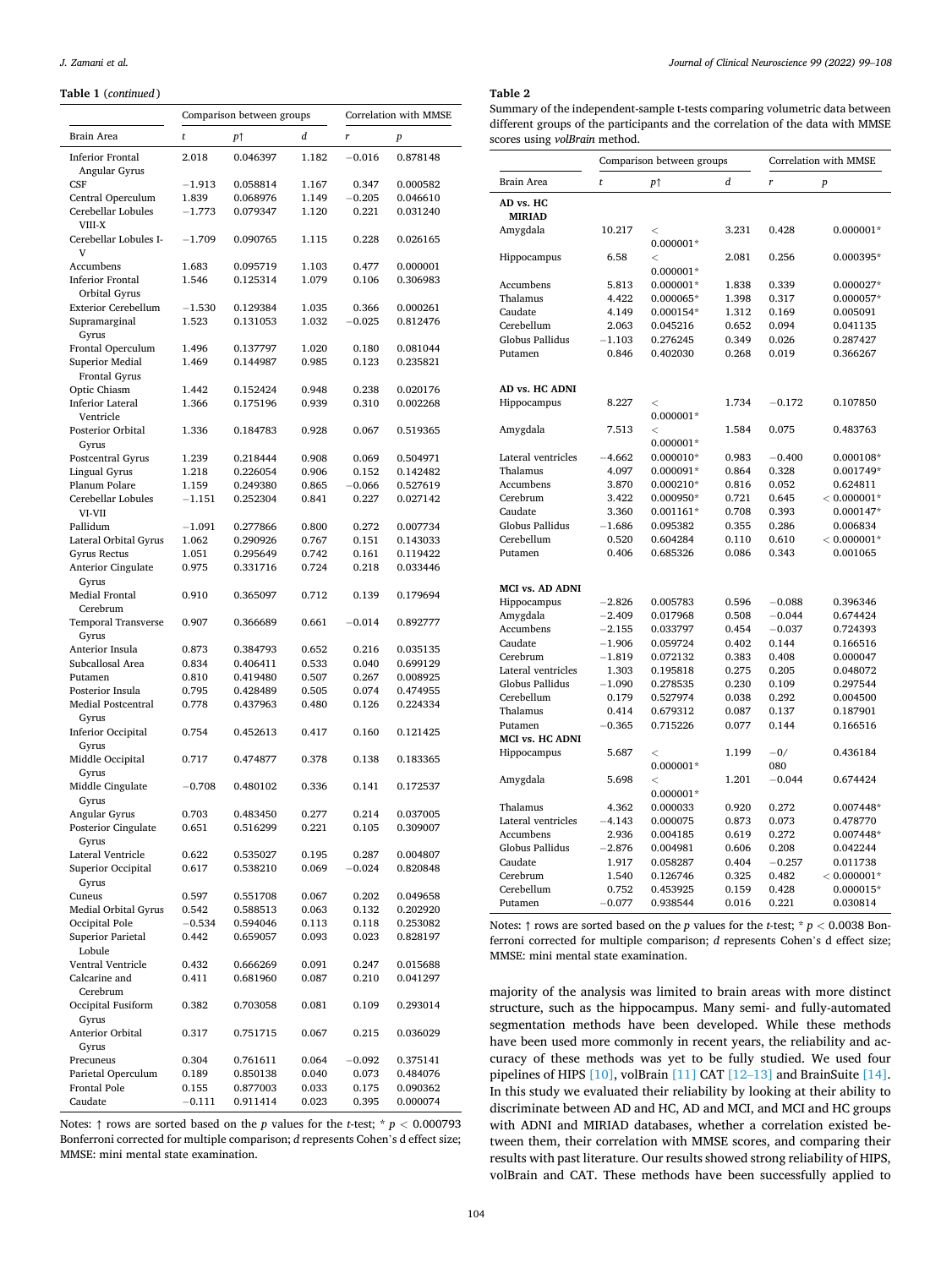**Table 1** (*continued*)

| Brain Area | Comparison between groups | | | Correlation with MMSE | |
|---|---|---|---|---|---|
| | *t* | *p*↑ | *d* | *r* | *p* |
| Inferior Frontal Angular Gyrus | 2.018 | 0.046397 | 1.182 | −0.016 | 0.878148 |
| CSF | −1.913 | 0.058814 | 1.167 | 0.347 | 0.000582 |
| Central Operculum | 1.839 | 0.068976 | 1.149 | −0.205 | 0.046610 |
| Cerebellar Lobules VIII-X | −1.773 | 0.079347 | 1.120 | 0.221 | 0.031240 |
| Cerebellar Lobules I-V | −1.709 | 0.090765 | 1.115 | 0.228 | 0.026165 |
| Accumbens | 1.683 | 0.095719 | 1.103 | 0.477 | 0.000001 |
| Inferior Frontal Orbital Gyrus | 1.546 | 0.125314 | 1.079 | 0.106 | 0.306983 |
| Exterior Cerebellum | −1.530 | 0.129384 | 1.035 | 0.366 | 0.000261 |
| Supramarginal Gyrus | 1.523 | 0.131053 | 1.032 | −0.025 | 0.812476 |
| Frontal Operculum | 1.496 | 0.137797 | 1.020 | 0.180 | 0.081044 |
| Superior Medial Frontal Gyrus | 1.469 | 0.144987 | 0.985 | 0.123 | 0.235821 |
| Optic Chiasm | 1.442 | 0.152424 | 0.948 | 0.238 | 0.020176 |
| Inferior Lateral Ventricle | 1.366 | 0.175196 | 0.939 | 0.310 | 0.002268 |
| Posterior Orbital Gyrus | 1.336 | 0.184783 | 0.928 | 0.067 | 0.519365 |
| Postcentral Gyrus | 1.239 | 0.218444 | 0.908 | 0.069 | 0.504971 |
| Lingual Gyrus | 1.218 | 0.226054 | 0.906 | 0.152 | 0.142482 |
| Planum Polare | 1.159 | 0.249380 | 0.865 | −0.066 | 0.527619 |
| Cerebellar Lobules VI-VII | −1.151 | 0.252304 | 0.841 | 0.227 | 0.027142 |
| Pallidum | −1.091 | 0.277866 | 0.800 | 0.272 | 0.007734 |
| Lateral Orbital Gyrus | 1.062 | 0.290926 | 0.767 | 0.151 | 0.143033 |
| Gyrus Rectus | 1.051 | 0.295649 | 0.742 | 0.161 | 0.119422 |
| Anterior Cingulate Gyrus | 0.975 | 0.331716 | 0.724 | 0.218 | 0.033446 |
| Medial Frontal Cerebrum | 0.910 | 0.365097 | 0.712 | 0.139 | 0.179694 |
| Temporal Transverse Gyrus | 0.907 | 0.366689 | 0.661 | −0.014 | 0.892777 |
| Anterior Insula | 0.873 | 0.384793 | 0.652 | 0.216 | 0.035135 |
| Subcallosal Area | 0.834 | 0.406411 | 0.533 | 0.040 | 0.699129 |
| Putamen | 0.810 | 0.419480 | 0.507 | 0.267 | 0.008925 |
| Posterior Insula | 0.795 | 0.428489 | 0.505 | 0.074 | 0.474955 |
| Medial Postcentral Gyrus | 0.778 | 0.437963 | 0.480 | 0.126 | 0.224334 |
| Inferior Occipital Gyrus | 0.754 | 0.452613 | 0.417 | 0.160 | 0.121425 |
| Middle Occipital Gyrus | 0.717 | 0.474877 | 0.378 | 0.138 | 0.183365 |
| Middle Cingulate Gyrus | −0.708 | 0.480102 | 0.336 | 0.141 | 0.172537 |
| Angular Gyrus | 0.703 | 0.483450 | 0.277 | 0.214 | 0.037005 |
| Posterior Cingulate Gyrus | 0.651 | 0.516299 | 0.221 | 0.105 | 0.309007 |
| Lateral Ventricle | 0.622 | 0.535027 | 0.195 | 0.287 | 0.004807 |
| Superior Occipital Gyrus | 0.617 | 0.538210 | 0.069 | −0.024 | 0.820848 |
| Cuneus | 0.597 | 0.551708 | 0.067 | 0.202 | 0.049658 |
| Medial Orbital Gyrus | 0.542 | 0.588513 | 0.063 | 0.132 | 0.202920 |
| Occipital Pole | −0.534 | 0.594046 | 0.113 | 0.118 | 0.253082 |
| Superior Parietal Lobule | 0.442 | 0.659057 | 0.093 | 0.023 | 0.828197 |
| Ventral Ventricle | 0.432 | 0.666269 | 0.091 | 0.247 | 0.015688 |
| Calcarine and Cerebrum | 0.411 | 0.681960 | 0.087 | 0.210 | 0.041297 |
| Occipital Fusiform Gyrus | 0.382 | 0.703058 | 0.081 | 0.109 | 0.293014 |
| Anterior Orbital Gyrus | 0.317 | 0.751715 | 0.067 | 0.215 | 0.036029 |
| Precuneus | 0.304 | 0.761611 | 0.064 | −0.092 | 0.375141 |
| Parietal Operculum | 0.189 | 0.850138 | 0.040 | 0.073 | 0.484076 |
| Frontal Pole | 0.155 | 0.877003 | 0.033 | 0.175 | 0.090362 |
| Caudate | −0.111 | 0.911414 | 0.023 | 0.395 | 0.000074 |

Notes: ↑ rows are sorted based on the *p* values for the *t*-test; * $p < 0.000793$ Bonferroni corrected for multiple comparison; *d* represents Cohen's d effect size; MMSE: mini mental state examination.

**Table 2**

Summary of the independent-sample t-tests comparing volumetric data between different groups of the participants and the correlation of the data with MMSE scores using *volBrain* method.

| Brain Area | Comparison between groups | | | Correlation with MMSE | |
|---|---|---|---|---|---|
| | *t* | *p*↑ | *d* | *r* | *p* |
| **AD vs. HC MIRIAD** | | | | | |
| Amygdala | 10.217 | < 0.000001* | 3.231 | 0.428 | 0.000001* |
| Hippocampus | 6.58 | < 0.000001* | 2.081 | 0.256 | 0.000395* |
| Accumbens | 5.813 | 0.000001* | 1.838 | 0.339 | 0.000027* |
| Thalamus | 4.422 | 0.000065* | 1.398 | 0.317 | 0.000057* |
| Caudate | 4.149 | 0.000154* | 1.312 | 0.169 | 0.005091 |
| Cerebellum | 2.063 | 0.045216 | 0.652 | 0.094 | 0.041135 |
| Globus Pallidus | −1.103 | 0.276245 | 0.349 | 0.026 | 0.287427 |
| Putamen | 0.846 | 0.402030 | 0.268 | 0.019 | 0.366267 |
| **AD vs. HC ADNI** | | | | | |
| Hippocampus | 8.227 | < 0.000001* | 1.734 | −0.172 | 0.107850 |
| Amygdala | 7.513 | < 0.000001* | 1.584 | 0.075 | 0.483763 |
| Lateral ventricles | −4.662 | 0.000010* | 0.983 | −0.400 | 0.000108* |
| Thalamus | 4.097 | 0.000091* | 0.864 | 0.328 | 0.001749* |
| Accumbens | 3.870 | 0.000210* | 0.816 | 0.052 | 0.624811 |
| Cerebrum | 3.422 | 0.000950* | 0.721 | 0.645 | < 0.000001* |
| Caudate | 3.360 | 0.001161* | 0.708 | 0.393 | 0.000147* |
| Globus Pallidus | −1.686 | 0.095382 | 0.355 | 0.286 | 0.006834 |
| Cerebellum | 0.520 | 0.604284 | 0.110 | 0.610 | < 0.000001* |
| Putamen | 0.406 | 0.685326 | 0.086 | 0.343 | 0.001065 |
| **MCI vs. AD ADNI** | | | | | |
| Hippocampus | −2.826 | 0.005783 | 0.596 | −0.088 | 0.396346 |
| Amygdala | −2.409 | 0.017968 | 0.508 | −0.044 | 0.674424 |
| Accumbens | −2.155 | 0.033797 | 0.454 | −0.037 | 0.724393 |
| Caudate | −1.906 | 0.059724 | 0.402 | 0.144 | 0.166516 |
| Cerebrum | −1.819 | 0.072132 | 0.383 | 0.408 | 0.000047 |
| Lateral ventricles | 1.303 | 0.195818 | 0.275 | 0.205 | 0.048072 |
| Globus Pallidus | −1.090 | 0.278535 | 0.230 | 0.109 | 0.297544 |
| Cerebellum | 0.179 | 0.527974 | 0.038 | 0.292 | 0.004500 |
| Thalamus | 0.414 | 0.679312 | 0.087 | 0.137 | 0.187901 |
| Putamen | −0.365 | 0.715226 | 0.077 | 0.144 | 0.166516 |
| **MCI vs. HC ADNI** | | | | | |
| Hippocampus | 5.687 | < 0.000001* | 1.199 | −0/ 080 | 0.436184 |
| Amygdala | 5.698 | < 0.000001* | 1.201 | −0.044 | 0.674424 |
| Thalamus | 4.362 | 0.000033 | 0.920 | 0.272 | 0.007448* |
| Lateral ventricles | −4.143 | 0.000075 | 0.873 | 0.073 | 0.478770 |
| Accumbens | 2.936 | 0.004185 | 0.619 | 0.272 | 0.007448* |
| Globus Pallidus | −2.876 | 0.004981 | 0.606 | 0.208 | 0.042244 |
| Caudate | 1.917 | 0.058287 | 0.404 | −0.257 | 0.011738 |
| Cerebrum | 1.540 | 0.126746 | 0.325 | 0.482 | < 0.000001* |
| Cerebellum | 0.752 | 0.453925 | 0.159 | 0.428 | 0.000015* |
| Putamen | −0.077 | 0.938544 | 0.016 | 0.221 | 0.030814 |

Notes: ↑ rows are sorted based on the *p* values for the *t*-test; * $p < 0.0038$ Bonferroni corrected for multiple comparison; *d* represents Cohen's d effect size; MMSE: mini mental state examination.

majority of the analysis was limited to brain areas with more distinct structure, such as the hippocampus. Many semi- and fully-automated segmentation methods have been developed. While these methods have been used more commonly in recent years, the reliability and accuracy of these methods was yet to be fully studied. We used four pipelines of HIPS [10], volBrain [11] CAT [12–13] and BrainSuite [14]. In this study we evaluated their reliability by looking at their ability to discriminate between AD and HC, AD and MCI, and MCI and HC groups with ADNI and MIRIAD databases, whether a correlation existed between them, their correlation with MMSE scores, and comparing their results with past literature. Our results showed strong reliability of HIPS, volBrain and CAT. These methods have been successfully applied to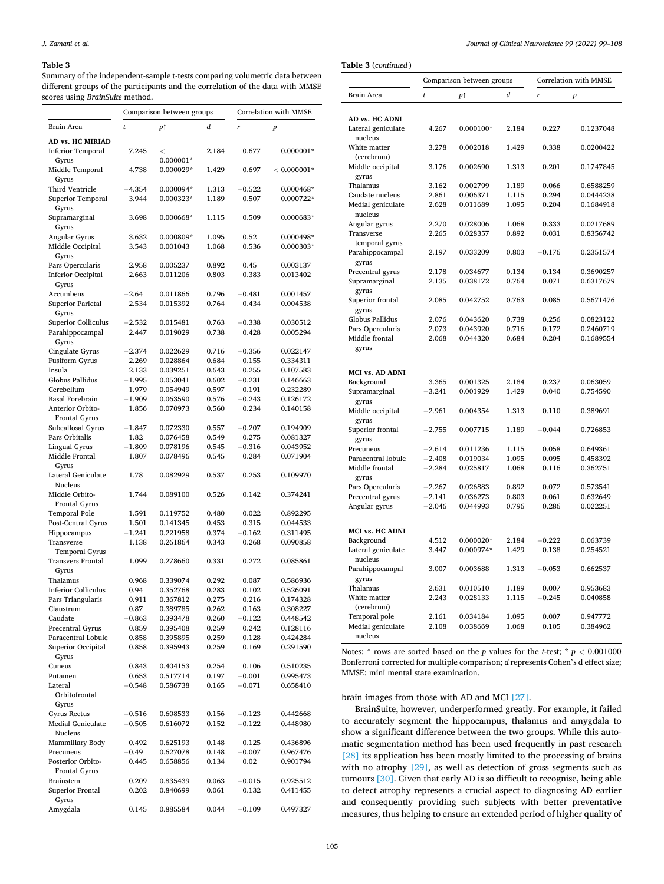**Table 3**

Summary of the independent-sample t-tests comparing volumetric data between different groups of the participants and the correlation of the data with MMSE scores using *BrainSuite* method.

| Brain Area | Comparison between groups | | | Correlation with MMSE | |
|---|---|---|---|---|---|
| | *t* | *p*↑ | *d* | *r* | *p* |
| **AD vs. HC MIRIAD** | | | | | |
| Inferior Temporal Gyrus | 7.245 | < 0.000001* | 2.184 | 0.677 | 0.000001* |
| Middle Temporal Gyrus | 4.738 | 0.000029* | 1.429 | 0.697 | < 0.000001* |
| Third Ventricle | −4.354 | 0.000094* | 1.313 | −0.522 | 0.000468* |
| Superior Temporal Gyrus | 3.944 | 0.000323* | 1.189 | 0.507 | 0.000722* |
| Supramarginal Gyrus | 3.698 | 0.000668* | 1.115 | 0.509 | 0.000683* |
| Angular Gyrus | 3.632 | 0.000809* | 1.095 | 0.52 | 0.000498* |
| Middle Occipital Gyrus | 3.543 | 0.001043 | 1.068 | 0.536 | 0.000303* |
| Pars Opercularis | 2.958 | 0.005237 | 0.892 | 0.45 | 0.003137 |
| Inferior Occipital Gyrus | 2.663 | 0.011206 | 0.803 | 0.383 | 0.013402 |
| Accumbens | −2.64 | 0.011866 | 0.796 | −0.481 | 0.001457 |
| Superior Parietal Gyrus | 2.534 | 0.015392 | 0.764 | 0.434 | 0.004538 |
| Superior Colliculus | −2.532 | 0.015481 | 0.763 | −0.338 | 0.030512 |
| Parahippocampal Gyrus | 2.447 | 0.019029 | 0.738 | 0.428 | 0.005294 |
| Cingulate Gyrus | −2.374 | 0.022629 | 0.716 | −0.356 | 0.022147 |
| Fusiform Gyrus | 2.269 | 0.028864 | 0.684 | 0.155 | 0.334311 |
| Insula | 2.133 | 0.039251 | 0.643 | 0.255 | 0.107583 |
| Globus Pallidus | −1.995 | 0.053041 | 0.602 | −0.231 | 0.146663 |
| Cerebellum | 1.979 | 0.054949 | 0.597 | 0.191 | 0.232289 |
| Basal Forebrain | −1.909 | 0.063590 | 0.576 | −0.243 | 0.126172 |
| Anterior Orbito-Frontal Gyrus | 1.856 | 0.070973 | 0.560 | 0.234 | 0.140158 |
| Subcallosal Gyrus | −1.847 | 0.072330 | 0.557 | −0.207 | 0.194909 |
| Pars Orbitalis | 1.82 | 0.076458 | 0.549 | 0.275 | 0.081327 |
| Lingual Gyrus | −1.809 | 0.078196 | 0.545 | −0.316 | 0.043952 |
| Middle Frontal Gyrus | 1.807 | 0.078496 | 0.545 | 0.284 | 0.071904 |
| Lateral Geniculate Nucleus | 1.78 | 0.082929 | 0.537 | 0.253 | 0.109970 |
| Middle Orbito-Frontal Gyrus | 1.744 | 0.089100 | 0.526 | 0.142 | 0.374241 |
| Temporal Pole | 1.591 | 0.119752 | 0.480 | 0.022 | 0.892295 |
| Post-Central Gyrus | 1.501 | 0.141345 | 0.453 | 0.315 | 0.044533 |
| Hippocampus | −1.241 | 0.221958 | 0.374 | −0.162 | 0.311495 |
| Transverse Temporal Gyrus | 1.138 | 0.261864 | 0.343 | 0.268 | 0.090858 |
| Transvers Frontal Gyrus | 1.099 | 0.278660 | 0.331 | 0.272 | 0.085861 |
| Thalamus | 0.968 | 0.339074 | 0.292 | 0.087 | 0.586936 |
| Inferior Colliculus | 0.94 | 0.352768 | 0.283 | 0.102 | 0.526091 |
| Pars Triangularis | 0.911 | 0.367812 | 0.275 | 0.216 | 0.174328 |
| Claustrum | 0.87 | 0.389785 | 0.262 | 0.163 | 0.308227 |
| Caudate | −0.863 | 0.393478 | 0.260 | −0.122 | 0.448542 |
| Precentral Gyrus | 0.859 | 0.395408 | 0.259 | 0.242 | 0.128116 |
| Paracentral Lobule | 0.858 | 0.395895 | 0.259 | 0.128 | 0.424284 |
| Superior Occipital Gyrus | 0.858 | 0.395943 | 0.259 | 0.169 | 0.291590 |
| Cuneus | 0.843 | 0.404153 | 0.254 | 0.106 | 0.510235 |
| Putamen | 0.653 | 0.517714 | 0.197 | −0.001 | 0.995473 |
| Lateral Orbitofrontal Gyrus | −0.548 | 0.586738 | 0.165 | −0.071 | 0.658410 |
| Gyrus Rectus | −0.516 | 0.608533 | 0.156 | −0.123 | 0.442668 |
| Medial Geniculate Nucleus | −0.505 | 0.616072 | 0.152 | −0.122 | 0.448980 |
| Mammillary Body | 0.492 | 0.625193 | 0.148 | 0.125 | 0.436896 |
| Precuneus | −0.49 | 0.627078 | 0.148 | −0.007 | 0.967476 |
| Posterior Orbito-Frontal Gyrus | 0.445 | 0.658856 | 0.134 | 0.02 | 0.901794 |
| Brainstem | 0.209 | 0.835439 | 0.063 | −0.015 | 0.925512 |
| Superior Frontal Gyrus | 0.202 | 0.840699 | 0.061 | 0.132 | 0.411455 |
| Amygdala | 0.145 | 0.885584 | 0.044 | −0.109 | 0.497327 |
| **AD vs. HC ADNI** | | | | | |
| Lateral geniculate nucleus | 4.267 | 0.000100* | 2.184 | 0.227 | 0.1237048 |
| White matter (cerebrum) | 3.278 | 0.002018 | 1.429 | 0.338 | 0.0200422 |
| Middle occipital gyrus | 3.176 | 0.002690 | 1.313 | 0.201 | 0.1747845 |
| Thalamus | 3.162 | 0.002799 | 1.189 | 0.066 | 0.6588259 |
| Caudate nucleus | 2.861 | 0.006371 | 1.115 | 0.294 | 0.0444238 |
| Medial geniculate nucleus | 2.628 | 0.011689 | 1.095 | 0.204 | 0.1684918 |
| Angular gyrus | 2.270 | 0.028006 | 1.068 | 0.333 | 0.0217689 |
| Transverse temporal gyrus | 2.265 | 0.028357 | 0.892 | 0.031 | 0.8356742 |
| Parahippocampal gyrus | 2.197 | 0.033209 | 0.803 | −0.176 | 0.2351574 |
| Precentral gyrus | 2.178 | 0.034677 | 0.134 | 0.134 | 0.3690257 |
| Supramarginal gyrus | 2.135 | 0.038172 | 0.764 | 0.071 | 0.6317679 |
| Superior frontal gyrus | 2.085 | 0.042752 | 0.763 | 0.085 | 0.5671476 |
| Globus Pallidus | 2.076 | 0.043620 | 0.738 | 0.256 | 0.0823122 |
| Pars Opercularis | 2.073 | 0.043920 | 0.716 | 0.172 | 0.2460719 |
| Middle frontal gyrus | 2.068 | 0.044320 | 0.684 | 0.204 | 0.1689554 |
| **MCI vs. AD ADNI** | | | | | |
| Background | 3.365 | 0.001325 | 2.184 | 0.237 | 0.063059 |
| Supramarginal gyrus | −3.241 | 0.001929 | 1.429 | 0.040 | 0.754590 |
| Middle occipital gyrus | −2.961 | 0.004354 | 1.313 | 0.110 | 0.389691 |
| Superior frontal gyrus | −2.755 | 0.007715 | 1.189 | −0.044 | 0.726853 |
| Precuneus | −2.614 | 0.011236 | 1.115 | 0.058 | 0.649361 |
| Paracentral lobule | −2.408 | 0.019034 | 1.095 | 0.095 | 0.458392 |
| Middle frontal gyrus | −2.284 | 0.025817 | 1.068 | 0.116 | 0.362751 |
| Pars Opercularis | −2.267 | 0.026883 | 0.892 | 0.072 | 0.573541 |
| Precentral gyrus | −2.141 | 0.036273 | 0.803 | 0.061 | 0.632649 |
| Angular gyrus | −2.046 | 0.044993 | 0.796 | 0.286 | 0.022251 |
| **MCI vs. HC ADNI** | | | | | |
| Background | 4.512 | 0.000020* | 2.184 | −0.222 | 0.063739 |
| Lateral geniculate nucleus | 3.447 | 0.000974* | 1.429 | 0.138 | 0.254521 |
| Parahippocampal gyrus | 3.007 | 0.003688 | 1.313 | −0.053 | 0.662537 |
| Thalamus | 2.631 | 0.010510 | 1.189 | 0.007 | 0.953683 |
| White matter (cerebrum) | 2.243 | 0.028133 | 1.115 | −0.245 | 0.040858 |
| Temporal pole | 2.161 | 0.034184 | 1.095 | 0.007 | 0.947772 |
| Medial geniculate nucleus | 2.108 | 0.038669 | 1.068 | 0.105 | 0.384962 |

Notes: ↑ rows are sorted based on the *p* values for the *t*-test; * $p < 0.001000$ Bonferroni corrected for multiple comparison; *d* represents Cohen's d effect size; MMSE: mini mental state examination.

brain images from those with AD and MCI [27].

BrainSuite, however, underperformed greatly. For example, it failed to accurately segment the hippocampus, thalamus and amygdala to show a significant difference between the two groups. While this automatic segmentation method has been used frequently in past research [28] its application has been mostly limited to the processing of brains with no atrophy [29], as well as detection of gross segments such as tumours [30]. Given that early AD is so difficult to recognise, being able to detect atrophy represents a crucial aspect to diagnosing AD earlier and consequently providing such subjects with better preventative measures, thus helping to ensure an extended period of higher quality of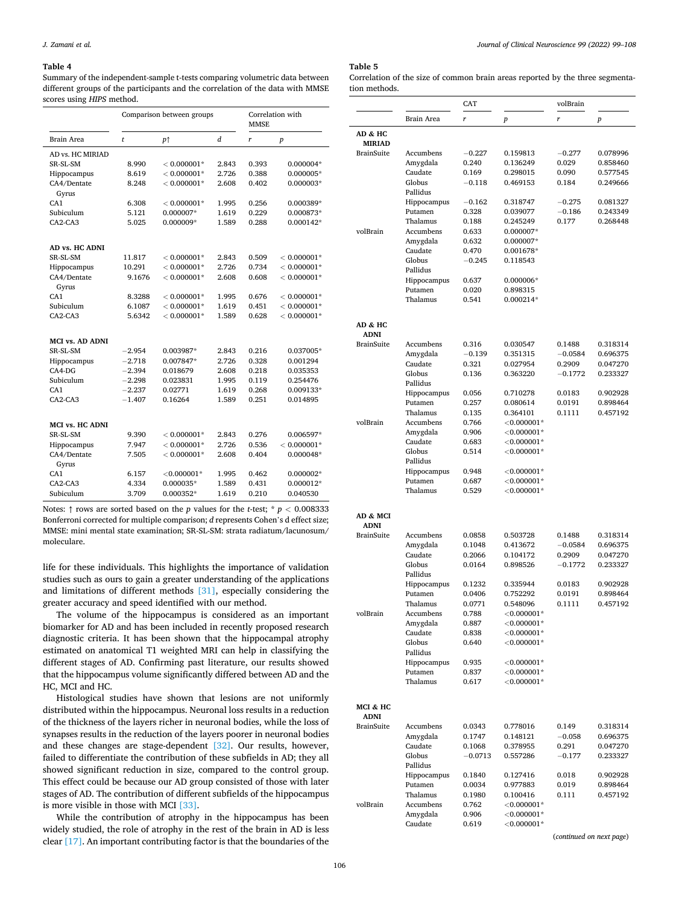**Table 4**

Summary of the independent-sample t-tests comparing volumetric data between different groups of the participants and the correlation of the data with MMSE scores using *HIPS* method.

| | Comparison between groups | | | Correlation with MMSE | |
|---|---|---|---|---|---|
| Brain Area | *t* | *p*↑ | *d* | *r* | *p* |
| **AD vs. HC MIRIAD** | | | | | |
| SR-SL-SM | 8.990 | < 0.000001* | 2.843 | 0.393 | 0.000004* |
| Hippocampus | 8.619 | < 0.000001* | 2.726 | 0.388 | 0.000005* |
| CA4/Dentate Gyrus | 8.248 | < 0.000001* | 2.608 | 0.402 | 0.000003* |
| CA1 | 6.308 | < 0.000001* | 1.995 | 0.256 | 0.000389* |
| Subiculum | 5.121 | 0.000007* | 1.619 | 0.229 | 0.000873* |
| CA2-CA3 | 5.025 | 0.000009* | 1.589 | 0.288 | 0.000142* |
| **AD vs. HC ADNI** | | | | | |
| SR-SL-SM | 11.817 | < 0.000001* | 2.843 | 0.509 | < 0.000001* |
| Hippocampus | 10.291 | < 0.000001* | 2.726 | 0.734 | < 0.000001* |
| CA4/Dentate Gyrus | 9.1676 | < 0.000001* | 2.608 | 0.608 | < 0.000001* |
| CA1 | 8.3288 | < 0.000001* | 1.995 | 0.676 | < 0.000001* |
| Subiculum | 6.1087 | < 0.000001* | 1.619 | 0.451 | < 0.000001* |
| CA2-CA3 | 5.6342 | < 0.000001* | 1.589 | 0.628 | < 0.000001* |
| **MCI vs. AD ADNI** | | | | | |
| SR-SL-SM | −2.954 | 0.003987* | 2.843 | 0.216 | 0.037005* |
| Hippocampus | −2.718 | 0.007847* | 2.726 | 0.328 | 0.001294 |
| CA4-DG | −2.394 | 0.018679 | 2.608 | 0.218 | 0.035353 |
| Subiculum | −2.298 | 0.023831 | 1.995 | 0.119 | 0.254476 |
| CA1 | −2.237 | 0.02771 | 1.619 | 0.268 | 0.009133* |
| CA2-CA3 | −1.407 | 0.16264 | 1.589 | 0.251 | 0.014895 |
| **MCI vs. HC ADNI** | | | | | |
| SR-SL-SM | 9.390 | < 0.000001* | 2.843 | 0.276 | 0.006597* |
| Hippocampus | 7.947 | < 0.000001* | 2.726 | 0.536 | < 0.000001* |
| CA4/Dentate Gyrus | 7.505 | < 0.000001* | 2.608 | 0.404 | 0.000048* |
| CA1 | 6.157 | <0.000001* | 1.995 | 0.462 | 0.000002* |
| CA2-CA3 | 4.334 | 0.000035* | 1.589 | 0.431 | 0.000012* |
| Subiculum | 3.709 | 0.000352* | 1.619 | 0.210 | 0.040530 |

Notes: ↑ rows are sorted based on the *p* values for the *t*-test; * $p < 0.008333$ Bonferroni corrected for multiple comparison; *d* represents Cohen's d effect size; MMSE: mini mental state examination; SR-SL-SM: strata radiatum/lacunosum/moleculare.

life for these individuals. This highlights the importance of validation studies such as ours to gain a greater understanding of the applications and limitations of different methods [31], especially considering the greater accuracy and speed identified with our method.

The volume of the hippocampus is considered as an important biomarker for AD and has been included in recently proposed research diagnostic criteria. It has been shown that the hippocampal atrophy estimated on anatomical T1 weighted MRI can help in classifying the different stages of AD. Confirming past literature, our results showed that the hippocampus volume significantly differed between AD and the HC, MCI and HC.

Histological studies have shown that lesions are not uniformly distributed within the hippocampus. Neuronal loss results in a reduction of the thickness of the layers richer in neuronal bodies, while the loss of synapses results in the reduction of the layers poorer in neuronal bodies and these changes are stage-dependent [32]. Our results, however, failed to differentiate the contribution of these subfields in AD; they all showed significant reduction in size, compared to the control group. This effect could be because our AD group consisted of those with later stages of AD. The contribution of different subfields of the hippocampus is more visible in those with MCI [33].

While the contribution of atrophy in the hippocampus has been widely studied, the role of atrophy in the rest of the brain in AD is less clear [17]. An important contributing factor is that the boundaries of the

**Table 5**

Correlation of the size of common brain areas reported by the three segmentation methods.

| | | CAT | | volBrain | |
|---|---|---|---|---|---|
| | Brain Area | *r* | *p* | *r* | *p* |
| **AD & HC MIRIAD** | | | | | |
| BrainSuite | Accumbens | −0.227 | 0.159813 | −0.277 | 0.078996 |
| | Amygdala | 0.240 | 0.136249 | 0.029 | 0.858460 |
| | Caudate | 0.169 | 0.298015 | 0.090 | 0.577545 |
| | Globus Pallidus | −0.118 | 0.469153 | 0.184 | 0.249666 |
| | Hippocampus | −0.162 | 0.318747 | −0.275 | 0.081327 |
| | Putamen | 0.328 | 0.039077 | −0.186 | 0.243349 |
| | Thalamus | 0.188 | 0.245249 | 0.177 | 0.268448 |
| volBrain | Accumbens | 0.633 | 0.000007* | | |
| | Amygdala | 0.632 | 0.000007* | | |
| | Caudate | 0.470 | 0.001678* | | |
| | Globus Pallidus | −0.245 | 0.118543 | | |
| | Hippocampus | 0.637 | 0.000006* | | |
| | Putamen | 0.020 | 0.898315 | | |
| | Thalamus | 0.541 | 0.000214* | | |
| **AD & HC ADNI** | | | | | |
| BrainSuite | Accumbens | 0.316 | 0.030547 | 0.1488 | 0.318314 |
| | Amygdala | −0.139 | 0.351315 | −0.0584 | 0.696375 |
| | Caudate | 0.321 | 0.027954 | 0.2909 | 0.047270 |
| | Globus Pallidus | 0.136 | 0.363220 | −0.1772 | 0.233327 |
| | Hippocampus | 0.056 | 0.710278 | 0.0183 | 0.902928 |
| | Putamen | 0.257 | 0.080614 | 0.0191 | 0.898464 |
| | Thalamus | 0.135 | 0.364101 | 0.1111 | 0.457192 |
| volBrain | Accumbens | 0.766 | <0.000001* | | |
| | Amygdala | 0.906 | <0.000001* | | |
| | Caudate | 0.683 | <0.000001* | | |
| | Globus Pallidus | 0.514 | <0.000001* | | |
| | Hippocampus | 0.948 | <0.000001* | | |
| | Putamen | 0.687 | <0.000001* | | |
| | Thalamus | 0.529 | <0.000001* | | |
| **AD & MCI ADNI** | | | | | |
| BrainSuite | Accumbens | 0.0858 | 0.503728 | 0.1488 | 0.318314 |
| | Amygdala | 0.1048 | 0.413672 | −0.0584 | 0.696375 |
| | Caudate | 0.2066 | 0.104172 | 0.2909 | 0.047270 |
| | Globus Pallidus | 0.0164 | 0.898526 | −0.1772 | 0.233327 |
| | Hippocampus | 0.1232 | 0.335944 | 0.0183 | 0.902928 |
| | Putamen | 0.0406 | 0.752292 | 0.0191 | 0.898464 |
| | Thalamus | 0.0771 | 0.548096 | 0.1111 | 0.457192 |
| volBrain | Accumbens | 0.788 | <0.000001* | | |
| | Amygdala | 0.887 | <0.000001* | | |
| | Caudate | 0.838 | <0.000001* | | |
| | Globus Pallidus | 0.640 | <0.000001* | | |
| | Hippocampus | 0.935 | <0.000001* | | |
| | Putamen | 0.837 | <0.000001* | | |
| | Thalamus | 0.617 | <0.000001* | | |
| **MCI & HC ADNI** | | | | | |
| BrainSuite | Accumbens | 0.0343 | 0.778016 | 0.149 | 0.318314 |
| | Amygdala | 0.1747 | 0.148121 | −0.058 | 0.696375 |
| | Caudate | 0.1068 | 0.378955 | 0.291 | 0.047270 |
| | Globus Pallidus | −0.0713 | 0.557286 | −0.177 | 0.233327 |
| | Hippocampus | 0.1840 | 0.127416 | 0.018 | 0.902928 |
| | Putamen | 0.0034 | 0.977883 | 0.019 | 0.898464 |
| | Thalamus | 0.1980 | 0.100416 | 0.111 | 0.457192 |
| volBrain | Accumbens | 0.762 | <0.000001* | | |
| | Amygdala | 0.906 | <0.000001* | | |
| | Caudate | 0.619 | <0.000001* | | |

(*continued on next page*)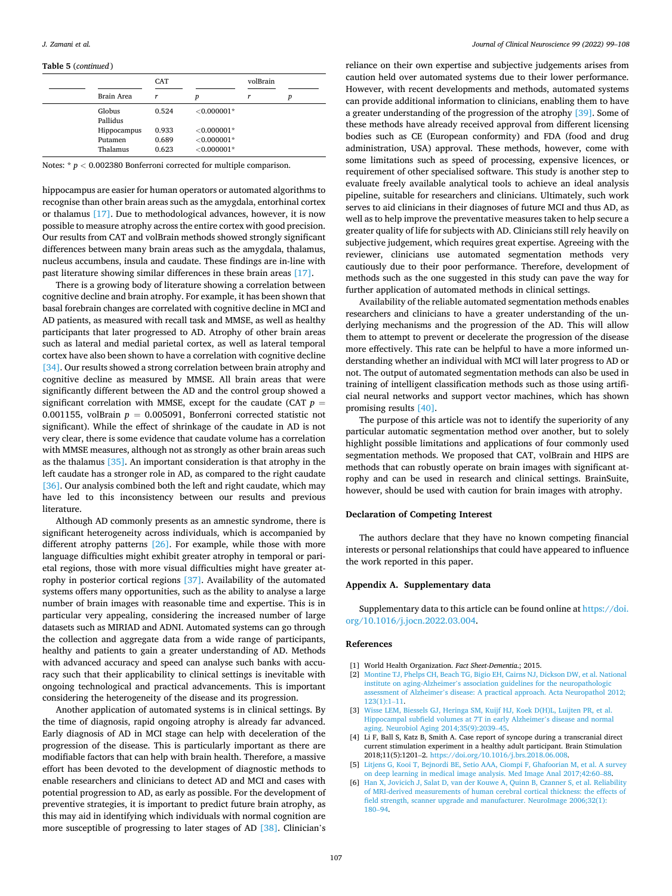**Table 5** (*continued*)

| | CAT | | volBrain | |
|---|---|---|---|---|
| Brain Area | $r$ | $p$ | $r$ | $p$ |
| Globus Pallidus | 0.524 | <0.000001* | | |
| Hippocampus | 0.933 | <0.000001* | | |
| Putamen | 0.689 | <0.000001* | | |
| Thalamus | 0.623 | <0.000001* | | |

Notes: * $p < 0.002380$ Bonferroni corrected for multiple comparison.

hippocampus are easier for human operators or automated algorithms to recognise than other brain areas such as the amygdala, entorhinal cortex or thalamus [17]. Due to methodological advances, however, it is now possible to measure atrophy across the entire cortex with good precision. Our results from CAT and volBrain methods showed strongly significant differences between many brain areas such as the amygdala, thalamus, nucleus accumbens, insula and caudate. These findings are in-line with past literature showing similar differences in these brain areas [17].

There is a growing body of literature showing a correlation between cognitive decline and brain atrophy. For example, it has been shown that basal forebrain changes are correlated with cognitive decline in MCI and AD patients, as measured with recall task and MMSE, as well as healthy participants that later progressed to AD. Atrophy of other brain areas such as lateral and medial parietal cortex, as well as lateral temporal cortex have also been shown to have a correlation with cognitive decline [34]. Our results showed a strong correlation between brain atrophy and cognitive decline as measured by MMSE. All brain areas that were significantly different between the AD and the control group showed a significant correlation with MMSE, except for the caudate (CAT $p = 0.001155$, volBrain $p = 0.005091$, Bonferroni corrected statistic not significant). While the effect of shrinkage of the caudate in AD is not very clear, there is some evidence that caudate volume has a correlation with MMSE measures, although not as strongly as other brain areas such as the thalamus [35]. An important consideration is that atrophy in the left caudate has a stronger role in AD, as compared to the right caudate [36]. Our analysis combined both the left and right caudate, which may have led to this inconsistency between our results and previous literature.

Although AD commonly presents as an amnestic syndrome, there is significant heterogeneity across individuals, which is accompanied by different atrophy patterns [26]. For example, while those with more language difficulties might exhibit greater atrophy in temporal or parietal regions, those with more visual difficulties might have greater atrophy in posterior cortical regions [37]. Availability of the automated systems offers many opportunities, such as the ability to analyse a large number of brain images with reasonable time and expertise. This is in particular very appealing, considering the increased number of large datasets such as MIRIAD and ADNI. Automated systems can go through the collection and aggregate data from a wide range of participants, healthy and patients to gain a greater understanding of AD. Methods with advanced accuracy and speed can analyse such banks with accuracy such that their applicability to clinical settings is inevitable with ongoing technological and practical advancements. This is important considering the heterogeneity of the disease and its progression.

Another application of automated systems is in clinical settings. By the time of diagnosis, rapid ongoing atrophy is already far advanced. Early diagnosis of AD in MCI stage can help with deceleration of the progression of the disease. This is particularly important as there are modifiable factors that can help with brain health. Therefore, a massive effort has been devoted to the development of diagnostic methods to enable researchers and clinicians to detect AD and MCI and cases with potential progression to AD, as early as possible. For the development of preventive strategies, it is important to predict future brain atrophy, as this may aid in identifying which individuals with normal cognition are more susceptible of progressing to later stages of AD [38]. Clinician's reliance on their own expertise and subjective judgements arises from caution held over automated systems due to their lower performance. However, with recent developments and methods, automated systems can provide additional information to clinicians, enabling them to have a greater understanding of the progression of the atrophy [39]. Some of these methods have already received approval from different licensing bodies such as CE (European conformity) and FDA (food and drug administration, USA) approval. These methods, however, come with some limitations such as speed of processing, expensive licences, or requirement of other specialised software. This study is another step to evaluate freely available analytical tools to achieve an ideal analysis pipeline, suitable for researchers and clinicians. Ultimately, such work serves to aid clinicians in their diagnoses of future MCI and thus AD, as well as to help improve the preventative measures taken to help secure a greater quality of life for subjects with AD. Clinicians still rely heavily on subjective judgement, which requires great expertise. Agreeing with the reviewer, clinicians use automated segmentation methods very cautiously due to their poor performance. Therefore, development of methods such as the one suggested in this study can pave the way for further application of automated methods in clinical settings.

Availability of the reliable automated segmentation methods enables researchers and clinicians to have a greater understanding of the underlying mechanisms and the progression of the AD. This will allow them to attempt to prevent or decelerate the progression of the disease more effectively. This rate can be helpful to have a more informed understanding whether an individual with MCI will later progress to AD or not. The output of automated segmentation methods can also be used in training of intelligent classification methods such as those using artificial neural networks and support vector machines, which has shown promising results [40].

The purpose of this article was not to identify the superiority of any particular automatic segmentation method over another, but to solely highlight possible limitations and applications of four commonly used segmentation methods. We proposed that CAT, volBrain and HIPS are methods that can robustly operate on brain images with significant atrophy and can be used in research and clinical settings. BrainSuite, however, should be used with caution for brain images with atrophy.

## Declaration of Competing Interest

The authors declare that they have no known competing financial interests or personal relationships that could have appeared to influence the work reported in this paper.

## Appendix A. Supplementary data

Supplementary data to this article can be found online at https://doi.org/10.1016/j.jocn.2022.03.004.

## References

[1] World Health Organization. *Fact Sheet-Dementia.*; 2015.

[2] Montine TJ, Phelps CH, Beach TG, Bigio EH, Cairns NJ, Dickson DW, et al. National institute on aging-Alzheimer's association guidelines for the neuropathologic assessment of Alzheimer's disease: A practical approach. Acta Neuropathol 2012;123(1):1–11.

[3] Wisse LEM, Biessels GJ, Heringa SM, Kuijf HJ, Koek D(H)L, Luijten PR, et al. Hippocampal subfield volumes at 7T in early Alzheimer's disease and normal aging. Neurobiol Aging 2014;35(9):2039–45.

[4] Li F, Ball S, Katz B, Smith A. Case report of syncope during a transcranial direct current stimulation experiment in a healthy adult participant. Brain Stimulation 2018;11(5):1201–2. https://doi.org/10.1016/j.brs.2018.06.008.

[5] Litjens G, Kooi T, Bejnordi BE, Setio AAA, Ciompi F, Ghafoorian M, et al. A survey on deep learning in medical image analysis. Med Image Anal 2017;42:60–88.

[6] Han X, Jovicich J, Salat D, van der Kouwe A, Quinn B, Czanner S, et al. Reliability of MRI-derived measurements of human cerebral cortical thickness: the effects of field strength, scanner upgrade and manufacturer. NeuroImage 2006;32(1):180–94.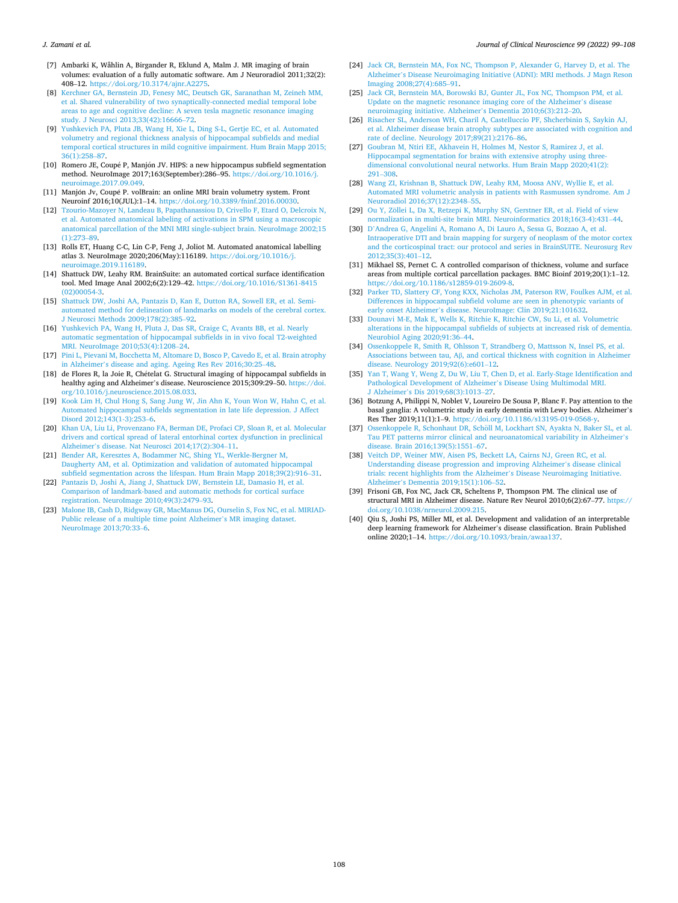[7] Ambarki K, Wåhlin A, Birgander R, Eklund A, Malm J. MR imaging of brain volumes: evaluation of a fully automatic software. Am J Neuroradiol 2011;32(2): 408–12. https://doi.org/10.3174/ajnr.A2275.

[8] Kerchner GA, Bernstein JD, Fenesy MC, Deutsch GK, Saranathan M, Zeineh MM, et al. Shared vulnerability of two synaptically-connected medial temporal lobe areas to age and cognitive decline: A seven tesla magnetic resonance imaging study. J Neurosci 2013;33(42):16666–72.

[9] Yushkevich PA, Pluta JB, Wang H, Xie L, Ding S-L, Gertje EC, et al. Automated volumetry and regional thickness analysis of hippocampal subfields and medial temporal cortical structures in mild cognitive impairment. Hum Brain Mapp 2015; 36(1):258–87.

[10] Romero JE, Coupé P, Manjón JV. HIPS: a new hippocampus subfield segmentation method. NeuroImage 2017;163(September):286–95. https://doi.org/10.1016/j.neuroimage.2017.09.049.

[11] Manjón Jv, Coupé P. volBrain: an online MRI brain volumetry system. Front Neuroinf 2016;10(JUL):1–14. https://doi.org/10.3389/fninf.2016.00030.

[12] Tzourio-Mazoyer N, Landeau B, Papathanassiou D, Crivello F, Etard O, Delcroix N, et al. Automated anatomical labeling of activations in SPM using a macroscopic anatomical parcellation of the MNI MRI single-subject brain. NeuroImage 2002;15 (1):273–89.

[13] Rolls ET, Huang C-C, Lin C-P, Feng J, Joliot M. Automated anatomical labelling atlas 3. NeuroImage 2020;206(May):116189. https://doi.org/10.1016/j.neuroimage.2019.116189.

[14] Shattuck DW, Leahy RM. BrainSuite: an automated cortical surface identification tool. Med Image Anal 2002;6(2):129–42. https://doi.org/10.1016/S1361-8415(02)00054-3.

[15] Shattuck DW, Joshi AA, Pantazis D, Kan E, Dutton RA, Sowell ER, et al. Semi-automated method for delineation of landmarks on models of the cerebral cortex. J Neurosci Methods 2009;178(2):385–92.

[16] Yushkevich PA, Wang H, Pluta J, Das SR, Craige C, Avants BB, et al. Nearly automatic segmentation of hippocampal subfields in in vivo focal T2-weighted MRI. NeuroImage 2010;53(4):1208–24.

[17] Pini L, Pievani M, Bocchetta M, Altomare D, Bosco P, Cavedo E, et al. Brain atrophy in Alzheimer's disease and aging. Ageing Res Rev 2016;30:25–48.

[18] de Flores R, la Joie R, Chételat G. Structural imaging of hippocampal subfields in healthy aging and Alzheimer's disease. Neuroscience 2015;309:29–50. https://doi.org/10.1016/j.neuroscience.2015.08.033.

[19] Kook Lim H, Chul Hong S, Sang Jung W, Jin Ahn K, Youn Won W, Hahn C, et al. Automated hippocampal subfields segmentation in late life depression. J Affect Disord 2012;143(1-3):253–6.

[20] Khan UA, Liu Li, Provenzano FA, Berman DE, Profaci CP, Sloan R, et al. Molecular drivers and cortical spread of lateral entorhinal cortex dysfunction in preclinical Alzheimer's disease. Nat Neurosci 2014;17(2):304–11.

[21] Bender AR, Keresztes A, Bodammer NC, Shing YL, Werkle-Bergner M, Daugherty AM, et al. Optimization and validation of automated hippocampal subfield segmentation across the lifespan. Hum Brain Mapp 2018;39(2):916–31.

[22] Pantazis D, Joshi A, Jiang J, Shattuck DW, Bernstein LE, Damasio H, et al. Comparison of landmark-based and automatic methods for cortical surface registration. NeuroImage 2010;49(3):2479–93.

[23] Malone IB, Cash D, Ridgway GR, MacManus DG, Ourselin S, Fox NC, et al. MIRIAD-Public release of a multiple time point Alzheimer's MR imaging dataset. NeuroImage 2013;70:33–6.

[24] Jack CR, Bernstein MA, Fox NC, Thompson P, Alexander G, Harvey D, et al. The Alzheimer's Disease Neuroimaging Initiative (ADNI): MRI methods. J Magn Reson Imaging 2008;27(4):685–91.

[25] Jack CR, Bernstein MA, Borowski BJ, Gunter JL, Fox NC, Thompson PM, et al. Update on the magnetic resonance imaging core of the Alzheimer's disease neuroimaging initiative. Alzheimer's Dementia 2010;6(3):212–20.

[26] Risacher SL, Anderson WH, Charil A, Castelluccio PF, Shcherbinin S, Saykin AJ, et al. Alzheimer disease brain atrophy subtypes are associated with cognition and rate of decline. Neurology 2017;89(21):2176–86.

[27] Goubran M, Ntiri EE, Akhavein H, Holmes M, Nestor S, Ramirez J, et al. Hippocampal segmentation for brains with extensive atrophy using three-dimensional convolutional neural networks. Hum Brain Mapp 2020;41(2): 291–308.

[28] Wang ZI, Krishnan B, Shattuck DW, Leahy RM, Moosa ANV, Wyllie E, et al. Automated MRI volumetric analysis in patients with Rasmussen syndrome. Am J Neuroradiol 2016;37(12):2348–55.

[29] Ou Y, Zöllei L, Da X, Retzepi K, Murphy SN, Gerstner ER, et al. Field of view normalization in multi-site brain MRI. Neuroinformatics 2018;16(3-4):431–44.

[30] D'Andrea G, Angelini A, Romano A, Di Lauro A, Sessa G, Bozzao A, et al. Intraoperative DTI and brain mapping for surgery of neoplasm of the motor cortex and the corticospinal tract: our protocol and series in BrainSUITE. Neurosurg Rev 2012;35(3):401–12.

[31] Mikhael SS, Pernet C. A controlled comparison of thickness, volume and surface areas from multiple cortical parcellation packages. BMC Bioinf 2019;20(1):1–12. https://doi.org/10.1186/s12859-019-2609-8.

[32] Parker TD, Slattery CF, Yong KXX, Nicholas JM, Paterson RW, Foulkes AJM, et al. Differences in hippocampal subfield volume are seen in phenotypic variants of early onset Alzheimer's disease. NeuroImage: Clin 2019;21:101632.

[33] Dounavi M-E, Mak E, Wells K, Ritchie K, Ritchie CW, Su Li, et al. Volumetric alterations in the hippocampal subfields of subjects at increased risk of dementia. Neurobiol Aging 2020;91:36–44.

[34] Ossenkoppele R, Smith R, Ohlsson T, Strandberg O, Mattsson N, Insel PS, et al. Associations between tau, Aβ, and cortical thickness with cognition in Alzheimer disease. Neurology 2019;92(6):e601–12.

[35] Yan T, Wang Y, Weng Z, Du W, Liu T, Chen D, et al. Early-Stage Identification and Pathological Development of Alzheimer's Disease Using Multimodal MRI. J Alzheimer's Dis 2019;68(3):1013–27.

[36] Botzung A, Philippi N, Noblet V, Loureiro De Sousa P, Blanc F. Pay attention to the basal ganglia: A volumetric study in early dementia with Lewy bodies. Alzheimer's Res Ther 2019;11(1):1–9. https://doi.org/10.1186/s13195-019-0568-y.

[37] Ossenkoppele R, Schonhaut DR, Schöll M, Lockhart SN, Ayakta N, Baker SL, et al. Tau PET patterns mirror clinical and neuroanatomical variability in Alzheimer's disease. Brain 2016;139(5):1551–67.

[38] Veitch DP, Weiner MW, Aisen PS, Beckett LA, Cairns NJ, Green RC, et al. Understanding disease progression and improving Alzheimer's disease clinical trials: recent highlights from the Alzheimer's Disease Neuroimaging Initiative. Alzheimer's Dementia 2019;15(1):106–52.

[39] Frisoni GB, Fox NC, Jack CR, Scheltens P, Thompson PM. The clinical use of structural MRI in Alzheimer disease. Nature Rev Neurol 2010;6(2):67–77. https://doi.org/10.1038/nrneurol.2009.215.

[40] Qiu S, Joshi PS, Miller MI, et al. Development and validation of an interpretable deep learning framework for Alzheimer's disease classification. Brain Published online 2020;1–14. https://doi.org/10.1093/brain/awaa137.